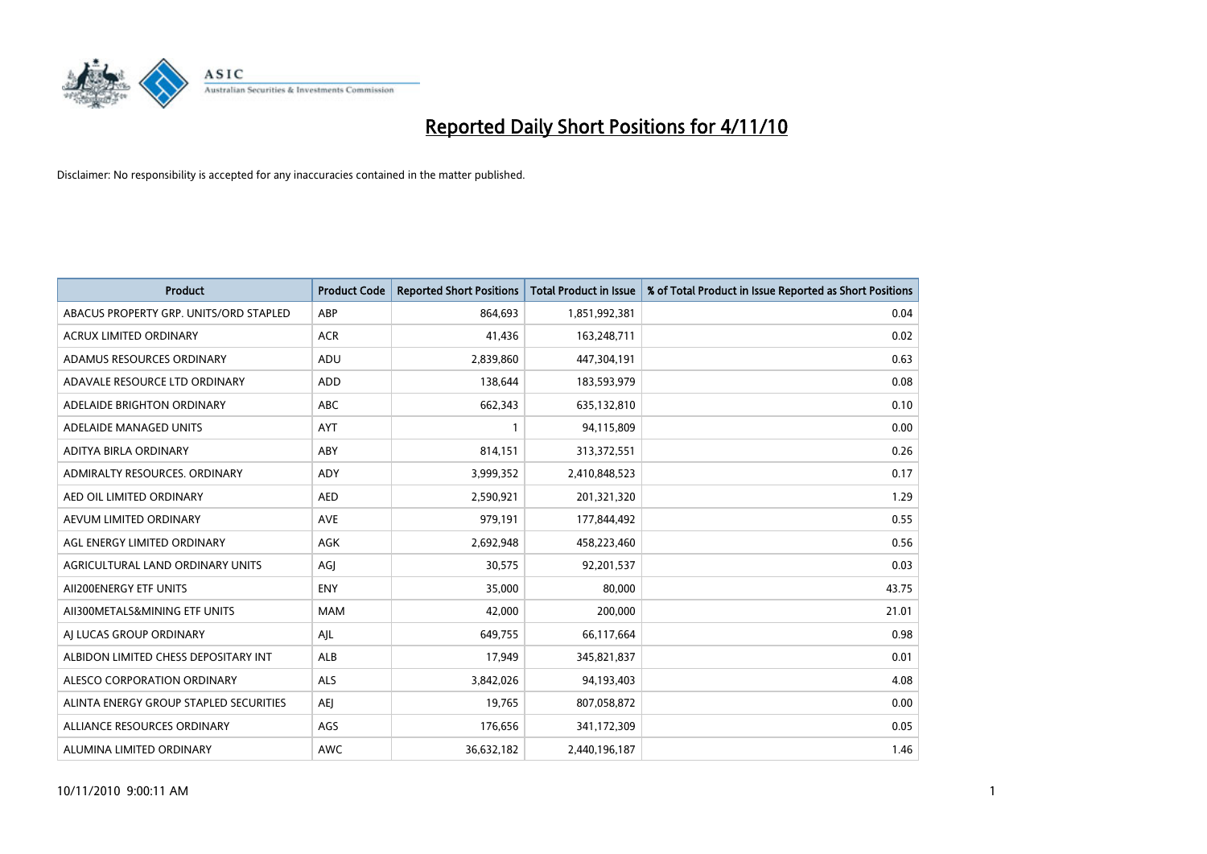# Reported Daily Short Positions for 4/11/10

Disclaimer: No responsibility is accepted for any inaccuracies contained in the matter published.

| Product | Product Code | Reported Short Positions | Total Product in Issue | % of Total Product in Issue Reported as Short Positions |
|---|---|---|---|---|
| ABACUS PROPERTY GRP. UNITS/ORD STAPLED | ABP | 864,693 | 1,851,992,381 | 0.04 |
| ACRUX LIMITED ORDINARY | ACR | 41,436 | 163,248,711 | 0.02 |
| ADAMUS RESOURCES ORDINARY | ADU | 2,839,860 | 447,304,191 | 0.63 |
| ADAVALE RESOURCE LTD ORDINARY | ADD | 138,644 | 183,593,979 | 0.08 |
| ADELAIDE BRIGHTON ORDINARY | ABC | 662,343 | 635,132,810 | 0.10 |
| ADELAIDE MANAGED UNITS | AYT | 1 | 94,115,809 | 0.00 |
| ADITYA BIRLA ORDINARY | ABY | 814,151 | 313,372,551 | 0.26 |
| ADMIRALTY RESOURCES. ORDINARY | ADY | 3,999,352 | 2,410,848,523 | 0.17 |
| AED OIL LIMITED ORDINARY | AED | 2,590,921 | 201,321,320 | 1.29 |
| AEVUM LIMITED ORDINARY | AVE | 979,191 | 177,844,492 | 0.55 |
| AGL ENERGY LIMITED ORDINARY | AGK | 2,692,948 | 458,223,460 | 0.56 |
| AGRICULTURAL LAND ORDINARY UNITS | AGJ | 30,575 | 92,201,537 | 0.03 |
| AII200ENERGY ETF UNITS | ENY | 35,000 | 80,000 | 43.75 |
| AII300METALS&MINING ETF UNITS | MAM | 42,000 | 200,000 | 21.01 |
| AJ LUCAS GROUP ORDINARY | AJL | 649,755 | 66,117,664 | 0.98 |
| ALBIDON LIMITED CHESS DEPOSITARY INT | ALB | 17,949 | 345,821,837 | 0.01 |
| ALESCO CORPORATION ORDINARY | ALS | 3,842,026 | 94,193,403 | 4.08 |
| ALINTA ENERGY GROUP STAPLED SECURITIES | AEJ | 19,765 | 807,058,872 | 0.00 |
| ALLIANCE RESOURCES ORDINARY | AGS | 176,656 | 341,172,309 | 0.05 |
| ALUMINA LIMITED ORDINARY | AWC | 36,632,182 | 2,440,196,187 | 1.46 |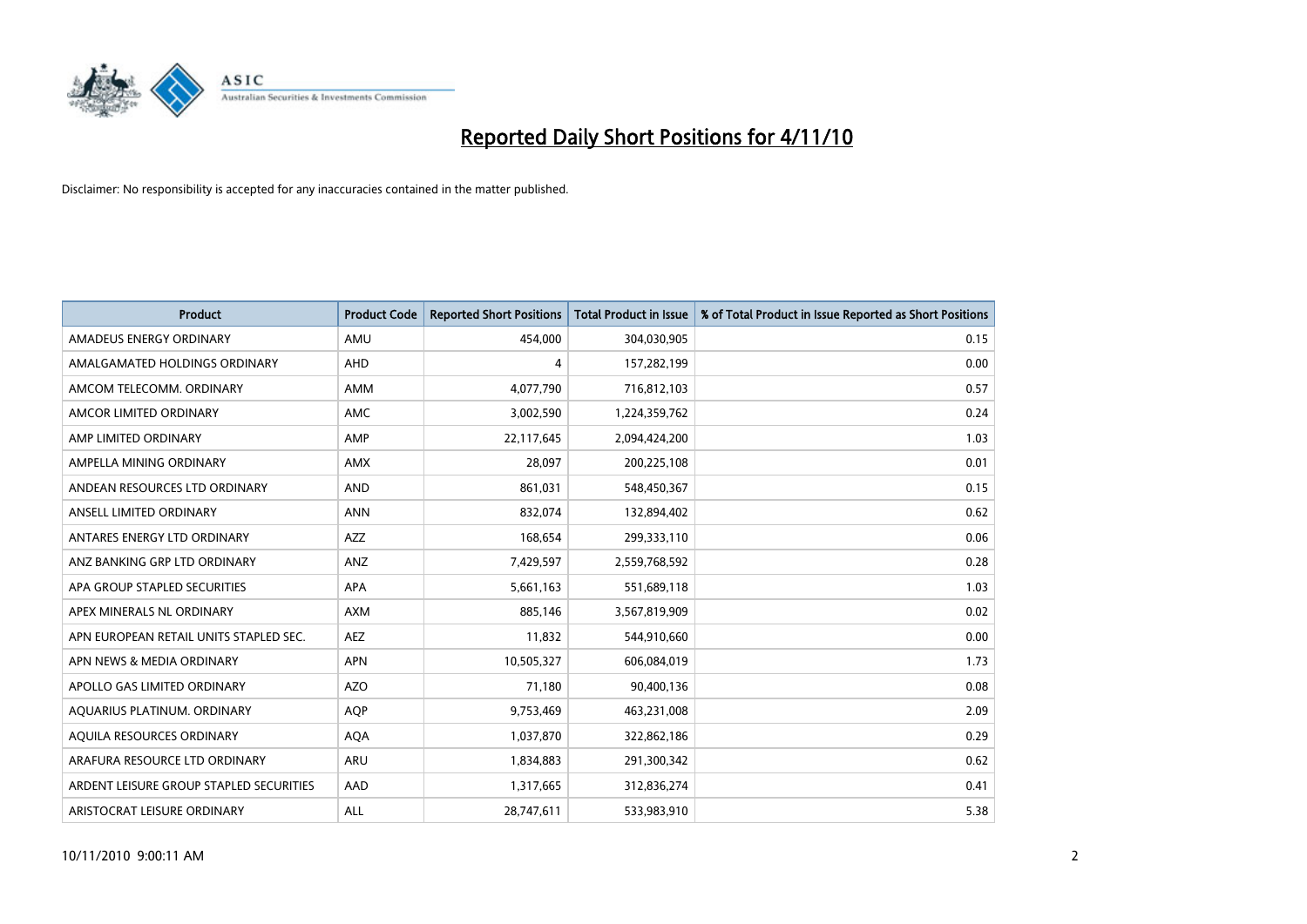# Reported Daily Short Positions for 4/11/10

Disclaimer: No responsibility is accepted for any inaccuracies contained in the matter published.

| Product | Product Code | Reported Short Positions | Total Product in Issue | % of Total Product in Issue Reported as Short Positions |
|---|---|---|---|---|
| AMADEUS ENERGY ORDINARY | AMU | 454,000 | 304,030,905 | 0.15 |
| AMALGAMATED HOLDINGS ORDINARY | AHD | 4 | 157,282,199 | 0.00 |
| AMCOM TELECOMM. ORDINARY | AMM | 4,077,790 | 716,812,103 | 0.57 |
| AMCOR LIMITED ORDINARY | AMC | 3,002,590 | 1,224,359,762 | 0.24 |
| AMP LIMITED ORDINARY | AMP | 22,117,645 | 2,094,424,200 | 1.03 |
| AMPELLA MINING ORDINARY | AMX | 28,097 | 200,225,108 | 0.01 |
| ANDEAN RESOURCES LTD ORDINARY | AND | 861,031 | 548,450,367 | 0.15 |
| ANSELL LIMITED ORDINARY | ANN | 832,074 | 132,894,402 | 0.62 |
| ANTARES ENERGY LTD ORDINARY | AZZ | 168,654 | 299,333,110 | 0.06 |
| ANZ BANKING GRP LTD ORDINARY | ANZ | 7,429,597 | 2,559,768,592 | 0.28 |
| APA GROUP STAPLED SECURITIES | APA | 5,661,163 | 551,689,118 | 1.03 |
| APEX MINERALS NL ORDINARY | AXM | 885,146 | 3,567,819,909 | 0.02 |
| APN EUROPEAN RETAIL UNITS STAPLED SEC. | AEZ | 11,832 | 544,910,660 | 0.00 |
| APN NEWS & MEDIA ORDINARY | APN | 10,505,327 | 606,084,019 | 1.73 |
| APOLLO GAS LIMITED ORDINARY | AZO | 71,180 | 90,400,136 | 0.08 |
| AQUARIUS PLATINUM. ORDINARY | AQP | 9,753,469 | 463,231,008 | 2.09 |
| AQUILA RESOURCES ORDINARY | AQA | 1,037,870 | 322,862,186 | 0.29 |
| ARAFURA RESOURCE LTD ORDINARY | ARU | 1,834,883 | 291,300,342 | 0.62 |
| ARDENT LEISURE GROUP STAPLED SECURITIES | AAD | 1,317,665 | 312,836,274 | 0.41 |
| ARISTOCRAT LEISURE ORDINARY | ALL | 28,747,611 | 533,983,910 | 5.38 |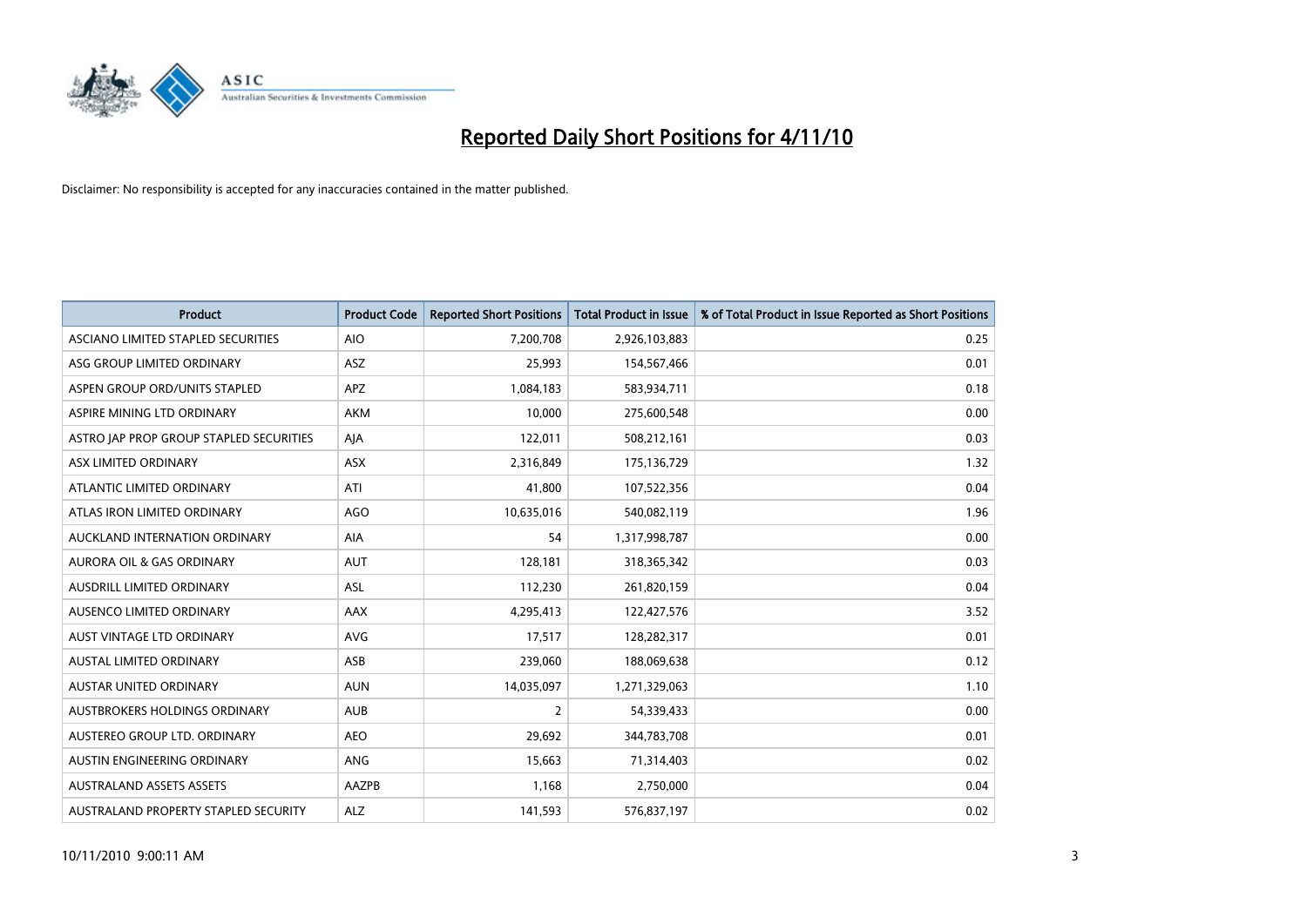# Reported Daily Short Positions for 4/11/10

Disclaimer: No responsibility is accepted for any inaccuracies contained in the matter published.

| Product | Product Code | Reported Short Positions | Total Product in Issue | % of Total Product in Issue Reported as Short Positions |
|---|---|---|---|---|
| ASCIANO LIMITED STAPLED SECURITIES | AIO | 7,200,708 | 2,926,103,883 | 0.25 |
| ASG GROUP LIMITED ORDINARY | ASZ | 25,993 | 154,567,466 | 0.01 |
| ASPEN GROUP ORD/UNITS STAPLED | APZ | 1,084,183 | 583,934,711 | 0.18 |
| ASPIRE MINING LTD ORDINARY | AKM | 10,000 | 275,600,548 | 0.00 |
| ASTRO JAP PROP GROUP STAPLED SECURITIES | AJA | 122,011 | 508,212,161 | 0.03 |
| ASX LIMITED ORDINARY | ASX | 2,316,849 | 175,136,729 | 1.32 |
| ATLANTIC LIMITED ORDINARY | ATI | 41,800 | 107,522,356 | 0.04 |
| ATLAS IRON LIMITED ORDINARY | AGO | 10,635,016 | 540,082,119 | 1.96 |
| AUCKLAND INTERNATION ORDINARY | AIA | 54 | 1,317,998,787 | 0.00 |
| AURORA OIL & GAS ORDINARY | AUT | 128,181 | 318,365,342 | 0.03 |
| AUSDRILL LIMITED ORDINARY | ASL | 112,230 | 261,820,159 | 0.04 |
| AUSENCO LIMITED ORDINARY | AAX | 4,295,413 | 122,427,576 | 3.52 |
| AUST VINTAGE LTD ORDINARY | AVG | 17,517 | 128,282,317 | 0.01 |
| AUSTAL LIMITED ORDINARY | ASB | 239,060 | 188,069,638 | 0.12 |
| AUSTAR UNITED ORDINARY | AUN | 14,035,097 | 1,271,329,063 | 1.10 |
| AUSTBROKERS HOLDINGS ORDINARY | AUB | 2 | 54,339,433 | 0.00 |
| AUSTEREO GROUP LTD. ORDINARY | AEO | 29,692 | 344,783,708 | 0.01 |
| AUSTIN ENGINEERING ORDINARY | ANG | 15,663 | 71,314,403 | 0.02 |
| AUSTRALAND ASSETS ASSETS | AAZPB | 1,168 | 2,750,000 | 0.04 |
| AUSTRALAND PROPERTY STAPLED SECURITY | ALZ | 141,593 | 576,837,197 | 0.02 |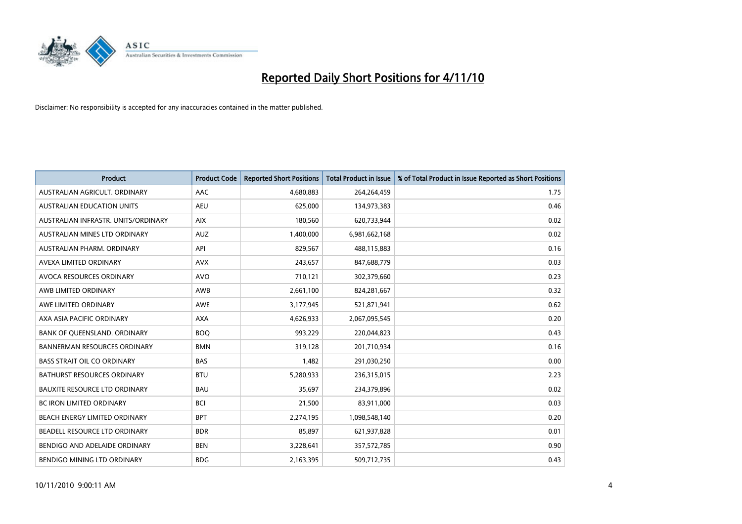# Reported Daily Short Positions for 4/11/10

Disclaimer: No responsibility is accepted for any inaccuracies contained in the matter published.

| Product | Product Code | Reported Short Positions | Total Product in Issue | % of Total Product in Issue Reported as Short Positions |
|---|---|---|---|---|
| AUSTRALIAN AGRICULT. ORDINARY | AAC | 4,680,883 | 264,264,459 | 1.75 |
| AUSTRALIAN EDUCATION UNITS | AEU | 625,000 | 134,973,383 | 0.46 |
| AUSTRALIAN INFRASTR. UNITS/ORDINARY | AIX | 180,560 | 620,733,944 | 0.02 |
| AUSTRALIAN MINES LTD ORDINARY | AUZ | 1,400,000 | 6,981,662,168 | 0.02 |
| AUSTRALIAN PHARM. ORDINARY | API | 829,567 | 488,115,883 | 0.16 |
| AVEXA LIMITED ORDINARY | AVX | 243,657 | 847,688,779 | 0.03 |
| AVOCA RESOURCES ORDINARY | AVO | 710,121 | 302,379,660 | 0.23 |
| AWB LIMITED ORDINARY | AWB | 2,661,100 | 824,281,667 | 0.32 |
| AWE LIMITED ORDINARY | AWE | 3,177,945 | 521,871,941 | 0.62 |
| AXA ASIA PACIFIC ORDINARY | AXA | 4,626,933 | 2,067,095,545 | 0.20 |
| BANK OF QUEENSLAND. ORDINARY | BOQ | 993,229 | 220,044,823 | 0.43 |
| BANNERMAN RESOURCES ORDINARY | BMN | 319,128 | 201,710,934 | 0.16 |
| BASS STRAIT OIL CO ORDINARY | BAS | 1,482 | 291,030,250 | 0.00 |
| BATHURST RESOURCES ORDINARY | BTU | 5,280,933 | 236,315,015 | 2.23 |
| BAUXITE RESOURCE LTD ORDINARY | BAU | 35,697 | 234,379,896 | 0.02 |
| BC IRON LIMITED ORDINARY | BCI | 21,500 | 83,911,000 | 0.03 |
| BEACH ENERGY LIMITED ORDINARY | BPT | 2,274,195 | 1,098,548,140 | 0.20 |
| BEADELL RESOURCE LTD ORDINARY | BDR | 85,897 | 621,937,828 | 0.01 |
| BENDIGO AND ADELAIDE ORDINARY | BEN | 3,228,641 | 357,572,785 | 0.90 |
| BENDIGO MINING LTD ORDINARY | BDG | 2,163,395 | 509,712,735 | 0.43 |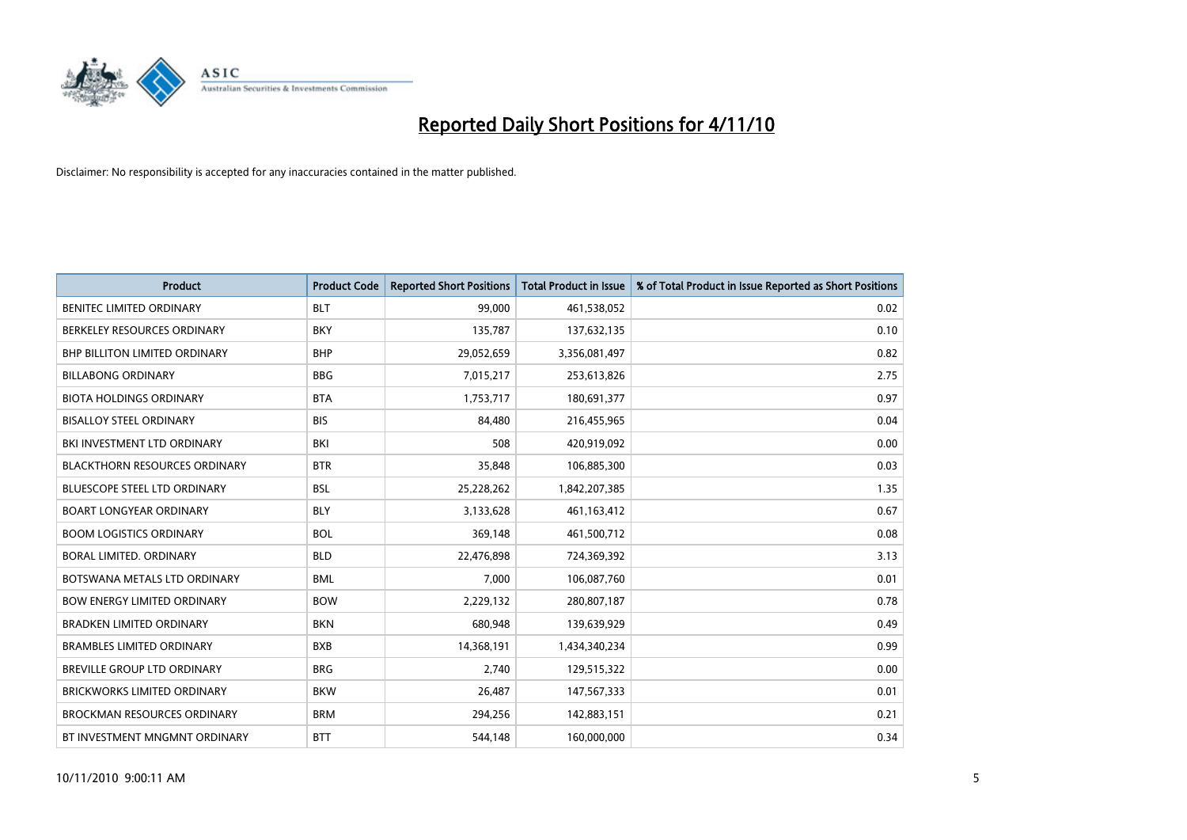# Reported Daily Short Positions for 4/11/10

Disclaimer: No responsibility is accepted for any inaccuracies contained in the matter published.

| Product | Product Code | Reported Short Positions | Total Product in Issue | % of Total Product in Issue Reported as Short Positions |
|---|---|---|---|---|
| BENITEC LIMITED ORDINARY | BLT | 99,000 | 461,538,052 | 0.02 |
| BERKELEY RESOURCES ORDINARY | BKY | 135,787 | 137,632,135 | 0.10 |
| BHP BILLITON LIMITED ORDINARY | BHP | 29,052,659 | 3,356,081,497 | 0.82 |
| BILLABONG ORDINARY | BBG | 7,015,217 | 253,613,826 | 2.75 |
| BIOTA HOLDINGS ORDINARY | BTA | 1,753,717 | 180,691,377 | 0.97 |
| BISALLOY STEEL ORDINARY | BIS | 84,480 | 216,455,965 | 0.04 |
| BKI INVESTMENT LTD ORDINARY | BKI | 508 | 420,919,092 | 0.00 |
| BLACKTHORN RESOURCES ORDINARY | BTR | 35,848 | 106,885,300 | 0.03 |
| BLUESCOPE STEEL LTD ORDINARY | BSL | 25,228,262 | 1,842,207,385 | 1.35 |
| BOART LONGYEAR ORDINARY | BLY | 3,133,628 | 461,163,412 | 0.67 |
| BOOM LOGISTICS ORDINARY | BOL | 369,148 | 461,500,712 | 0.08 |
| BORAL LIMITED. ORDINARY | BLD | 22,476,898 | 724,369,392 | 3.13 |
| BOTSWANA METALS LTD ORDINARY | BML | 7,000 | 106,087,760 | 0.01 |
| BOW ENERGY LIMITED ORDINARY | BOW | 2,229,132 | 280,807,187 | 0.78 |
| BRADKEN LIMITED ORDINARY | BKN | 680,948 | 139,639,929 | 0.49 |
| BRAMBLES LIMITED ORDINARY | BXB | 14,368,191 | 1,434,340,234 | 0.99 |
| BREVILLE GROUP LTD ORDINARY | BRG | 2,740 | 129,515,322 | 0.00 |
| BRICKWORKS LIMITED ORDINARY | BKW | 26,487 | 147,567,333 | 0.01 |
| BROCKMAN RESOURCES ORDINARY | BRM | 294,256 | 142,883,151 | 0.21 |
| BT INVESTMENT MNGMNT ORDINARY | BTT | 544,148 | 160,000,000 | 0.34 |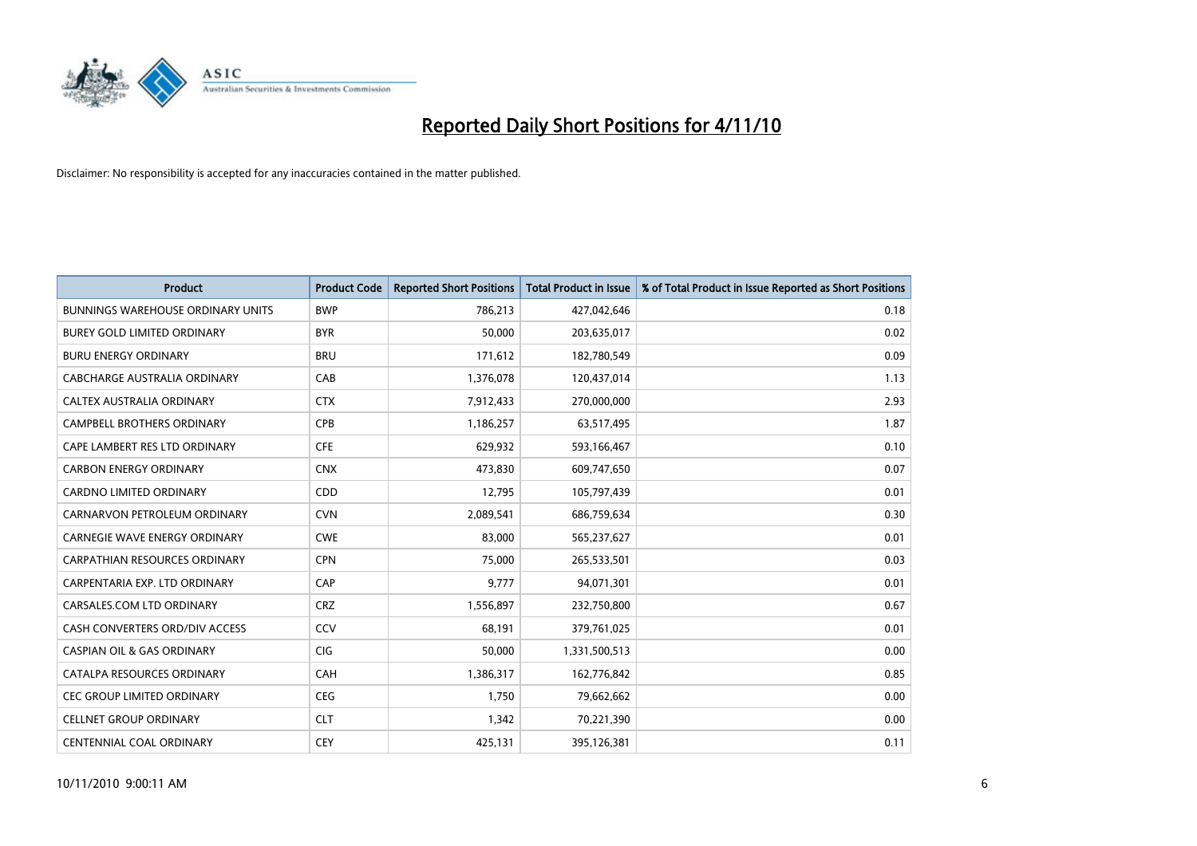# Reported Daily Short Positions for 4/11/10

Disclaimer: No responsibility is accepted for any inaccuracies contained in the matter published.

| Product | Product Code | Reported Short Positions | Total Product in Issue | % of Total Product in Issue Reported as Short Positions |
|---|---|---|---|---|
| BUNNINGS WAREHOUSE ORDINARY UNITS | BWP | 786,213 | 427,042,646 | 0.18 |
| BUREY GOLD LIMITED ORDINARY | BYR | 50,000 | 203,635,017 | 0.02 |
| BURU ENERGY ORDINARY | BRU | 171,612 | 182,780,549 | 0.09 |
| CABCHARGE AUSTRALIA ORDINARY | CAB | 1,376,078 | 120,437,014 | 1.13 |
| CALTEX AUSTRALIA ORDINARY | CTX | 7,912,433 | 270,000,000 | 2.93 |
| CAMPBELL BROTHERS ORDINARY | CPB | 1,186,257 | 63,517,495 | 1.87 |
| CAPE LAMBERT RES LTD ORDINARY | CFE | 629,932 | 593,166,467 | 0.10 |
| CARBON ENERGY ORDINARY | CNX | 473,830 | 609,747,650 | 0.07 |
| CARDNO LIMITED ORDINARY | CDD | 12,795 | 105,797,439 | 0.01 |
| CARNARVON PETROLEUM ORDINARY | CVN | 2,089,541 | 686,759,634 | 0.30 |
| CARNEGIE WAVE ENERGY ORDINARY | CWE | 83,000 | 565,237,627 | 0.01 |
| CARPATHIAN RESOURCES ORDINARY | CPN | 75,000 | 265,533,501 | 0.03 |
| CARPENTARIA EXP. LTD ORDINARY | CAP | 9,777 | 94,071,301 | 0.01 |
| CARSALES.COM LTD ORDINARY | CRZ | 1,556,897 | 232,750,800 | 0.67 |
| CASH CONVERTERS ORD/DIV ACCESS | CCV | 68,191 | 379,761,025 | 0.01 |
| CASPIAN OIL & GAS ORDINARY | CIG | 50,000 | 1,331,500,513 | 0.00 |
| CATALPA RESOURCES ORDINARY | CAH | 1,386,317 | 162,776,842 | 0.85 |
| CEC GROUP LIMITED ORDINARY | CEG | 1,750 | 79,662,662 | 0.00 |
| CELLNET GROUP ORDINARY | CLT | 1,342 | 70,221,390 | 0.00 |
| CENTENNIAL COAL ORDINARY | CEY | 425,131 | 395,126,381 | 0.11 |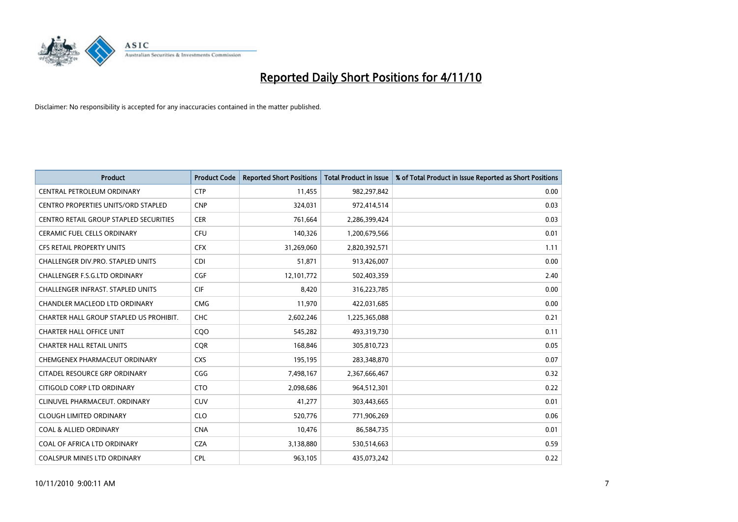# Reported Daily Short Positions for 4/11/10

Disclaimer: No responsibility is accepted for any inaccuracies contained in the matter published.

| Product | Product Code | Reported Short Positions | Total Product in Issue | % of Total Product in Issue Reported as Short Positions |
|---|---|---|---|---|
| CENTRAL PETROLEUM ORDINARY | CTP | 11,455 | 982,297,842 | 0.00 |
| CENTRO PROPERTIES UNITS/ORD STAPLED | CNP | 324,031 | 972,414,514 | 0.03 |
| CENTRO RETAIL GROUP STAPLED SECURITIES | CER | 761,664 | 2,286,399,424 | 0.03 |
| CERAMIC FUEL CELLS ORDINARY | CFU | 140,326 | 1,200,679,566 | 0.01 |
| CFS RETAIL PROPERTY UNITS | CFX | 31,269,060 | 2,820,392,571 | 1.11 |
| CHALLENGER DIV.PRO. STAPLED UNITS | CDI | 51,871 | 913,426,007 | 0.00 |
| CHALLENGER F.S.G.LTD ORDINARY | CGF | 12,101,772 | 502,403,359 | 2.40 |
| CHALLENGER INFRAST. STAPLED UNITS | CIF | 8,420 | 316,223,785 | 0.00 |
| CHANDLER MACLEOD LTD ORDINARY | CMG | 11,970 | 422,031,685 | 0.00 |
| CHARTER HALL GROUP STAPLED US PROHIBIT. | CHC | 2,602,246 | 1,225,365,088 | 0.21 |
| CHARTER HALL OFFICE UNIT | CQO | 545,282 | 493,319,730 | 0.11 |
| CHARTER HALL RETAIL UNITS | CQR | 168,846 | 305,810,723 | 0.05 |
| CHEMGENEX PHARMACEUT ORDINARY | CXS | 195,195 | 283,348,870 | 0.07 |
| CITADEL RESOURCE GRP ORDINARY | CGG | 7,498,167 | 2,367,666,467 | 0.32 |
| CITIGOLD CORP LTD ORDINARY | CTO | 2,098,686 | 964,512,301 | 0.22 |
| CLINUVEL PHARMACEUT. ORDINARY | CUV | 41,277 | 303,443,665 | 0.01 |
| CLOUGH LIMITED ORDINARY | CLO | 520,776 | 771,906,269 | 0.06 |
| COAL & ALLIED ORDINARY | CNA | 10,476 | 86,584,735 | 0.01 |
| COAL OF AFRICA LTD ORDINARY | CZA | 3,138,880 | 530,514,663 | 0.59 |
| COALSPUR MINES LTD ORDINARY | CPL | 963,105 | 435,073,242 | 0.22 |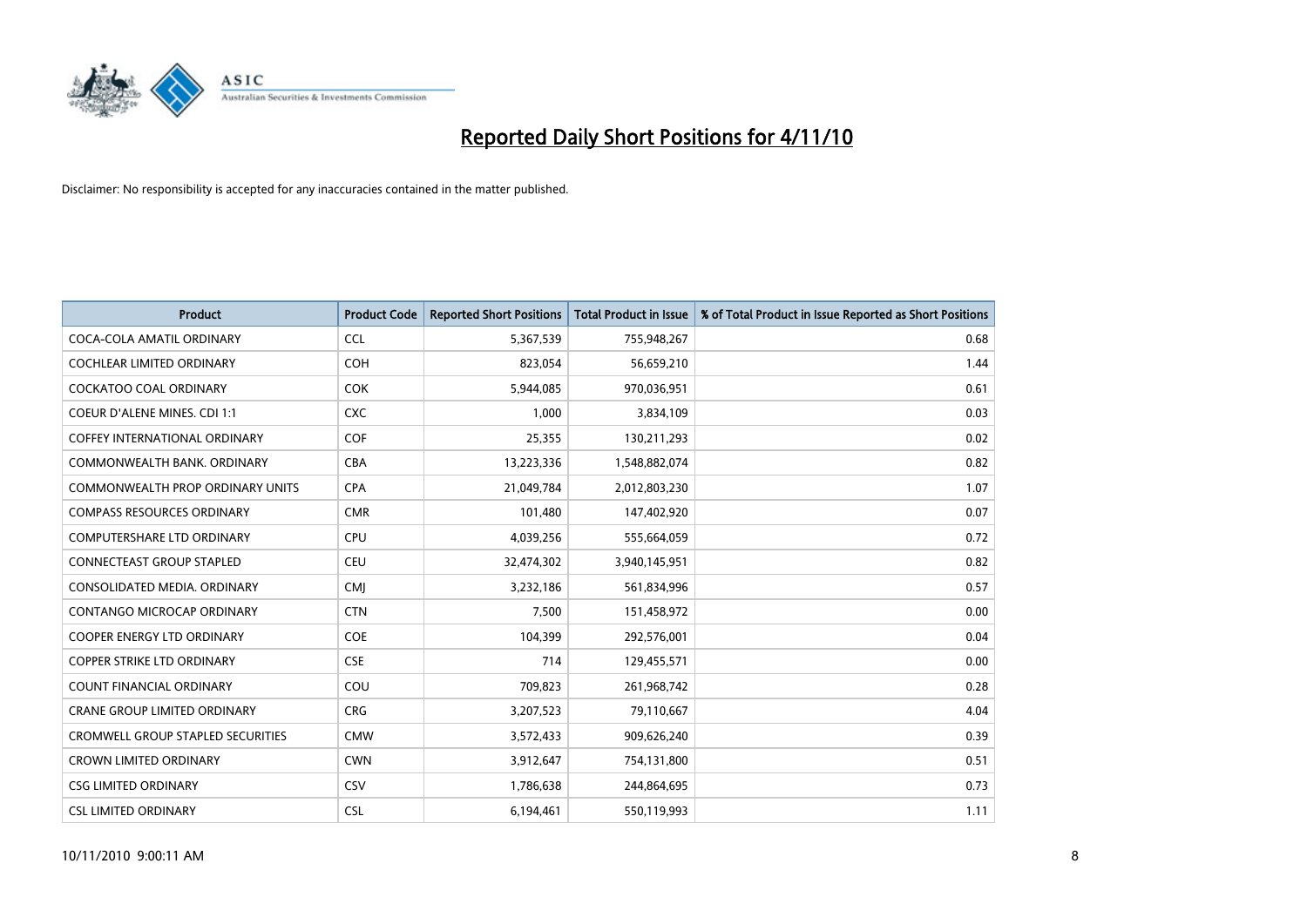# Reported Daily Short Positions for 4/11/10

Disclaimer: No responsibility is accepted for any inaccuracies contained in the matter published.

| Product | Product Code | Reported Short Positions | Total Product in Issue | % of Total Product in Issue Reported as Short Positions |
|---|---|---|---|---|
| COCA-COLA AMATIL ORDINARY | CCL | 5,367,539 | 755,948,267 | 0.68 |
| COCHLEAR LIMITED ORDINARY | COH | 823,054 | 56,659,210 | 1.44 |
| COCKATOO COAL ORDINARY | COK | 5,944,085 | 970,036,951 | 0.61 |
| COEUR D'ALENE MINES. CDI 1:1 | CXC | 1,000 | 3,834,109 | 0.03 |
| COFFEY INTERNATIONAL ORDINARY | COF | 25,355 | 130,211,293 | 0.02 |
| COMMONWEALTH BANK. ORDINARY | CBA | 13,223,336 | 1,548,882,074 | 0.82 |
| COMMONWEALTH PROP ORDINARY UNITS | CPA | 21,049,784 | 2,012,803,230 | 1.07 |
| COMPASS RESOURCES ORDINARY | CMR | 101,480 | 147,402,920 | 0.07 |
| COMPUTERSHARE LTD ORDINARY | CPU | 4,039,256 | 555,664,059 | 0.72 |
| CONNECTEAST GROUP STAPLED | CEU | 32,474,302 | 3,940,145,951 | 0.82 |
| CONSOLIDATED MEDIA. ORDINARY | CMJ | 3,232,186 | 561,834,996 | 0.57 |
| CONTANGO MICROCAP ORDINARY | CTN | 7,500 | 151,458,972 | 0.00 |
| COOPER ENERGY LTD ORDINARY | COE | 104,399 | 292,576,001 | 0.04 |
| COPPER STRIKE LTD ORDINARY | CSE | 714 | 129,455,571 | 0.00 |
| COUNT FINANCIAL ORDINARY | COU | 709,823 | 261,968,742 | 0.28 |
| CRANE GROUP LIMITED ORDINARY | CRG | 3,207,523 | 79,110,667 | 4.04 |
| CROMWELL GROUP STAPLED SECURITIES | CMW | 3,572,433 | 909,626,240 | 0.39 |
| CROWN LIMITED ORDINARY | CWN | 3,912,647 | 754,131,800 | 0.51 |
| CSG LIMITED ORDINARY | CSV | 1,786,638 | 244,864,695 | 0.73 |
| CSL LIMITED ORDINARY | CSL | 6,194,461 | 550,119,993 | 1.11 |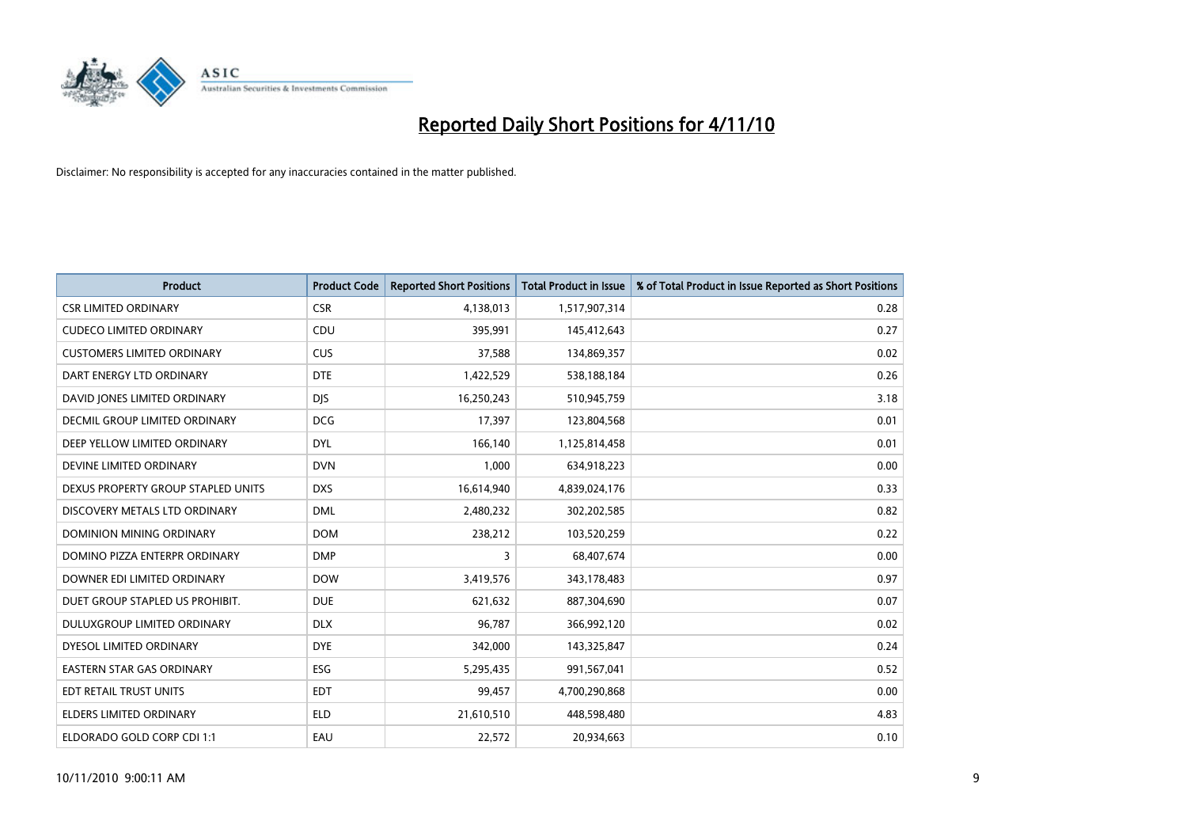# Reported Daily Short Positions for 4/11/10

Disclaimer: No responsibility is accepted for any inaccuracies contained in the matter published.

| Product | Product Code | Reported Short Positions | Total Product in Issue | % of Total Product in Issue Reported as Short Positions |
|---|---|---|---|---|
| CSR LIMITED ORDINARY | CSR | 4,138,013 | 1,517,907,314 | 0.28 |
| CUDECO LIMITED ORDINARY | CDU | 395,991 | 145,412,643 | 0.27 |
| CUSTOMERS LIMITED ORDINARY | CUS | 37,588 | 134,869,357 | 0.02 |
| DART ENERGY LTD ORDINARY | DTE | 1,422,529 | 538,188,184 | 0.26 |
| DAVID JONES LIMITED ORDINARY | DJS | 16,250,243 | 510,945,759 | 3.18 |
| DECMIL GROUP LIMITED ORDINARY | DCG | 17,397 | 123,804,568 | 0.01 |
| DEEP YELLOW LIMITED ORDINARY | DYL | 166,140 | 1,125,814,458 | 0.01 |
| DEVINE LIMITED ORDINARY | DVN | 1,000 | 634,918,223 | 0.00 |
| DEXUS PROPERTY GROUP STAPLED UNITS | DXS | 16,614,940 | 4,839,024,176 | 0.33 |
| DISCOVERY METALS LTD ORDINARY | DML | 2,480,232 | 302,202,585 | 0.82 |
| DOMINION MINING ORDINARY | DOM | 238,212 | 103,520,259 | 0.22 |
| DOMINO PIZZA ENTERPR ORDINARY | DMP | 3 | 68,407,674 | 0.00 |
| DOWNER EDI LIMITED ORDINARY | DOW | 3,419,576 | 343,178,483 | 0.97 |
| DUET GROUP STAPLED US PROHIBIT. | DUE | 621,632 | 887,304,690 | 0.07 |
| DULUXGROUP LIMITED ORDINARY | DLX | 96,787 | 366,992,120 | 0.02 |
| DYESOL LIMITED ORDINARY | DYE | 342,000 | 143,325,847 | 0.24 |
| EASTERN STAR GAS ORDINARY | ESG | 5,295,435 | 991,567,041 | 0.52 |
| EDT RETAIL TRUST UNITS | EDT | 99,457 | 4,700,290,868 | 0.00 |
| ELDERS LIMITED ORDINARY | ELD | 21,610,510 | 448,598,480 | 4.83 |
| ELDORADO GOLD CORP CDI 1:1 | EAU | 22,572 | 20,934,663 | 0.10 |

10/11/2010 9:00:11 AM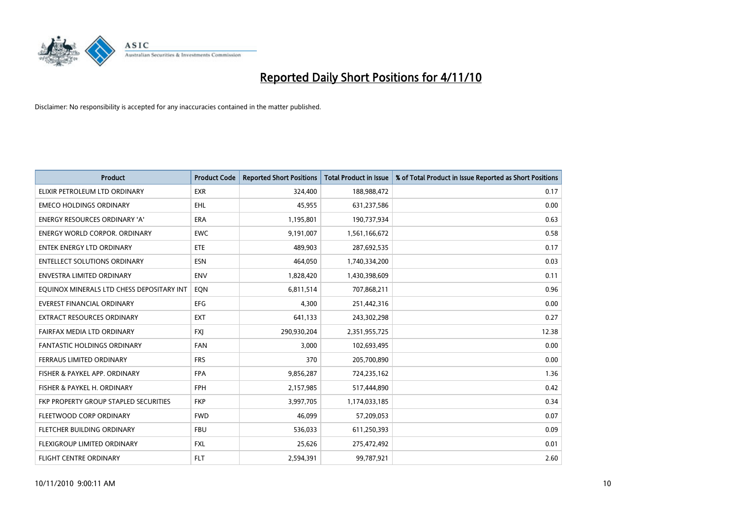# Reported Daily Short Positions for 4/11/10

Disclaimer: No responsibility is accepted for any inaccuracies contained in the matter published.

| Product | Product Code | Reported Short Positions | Total Product in Issue | % of Total Product in Issue Reported as Short Positions |
|---|---|---|---|---|
| ELIXIR PETROLEUM LTD ORDINARY | EXR | 324,400 | 188,988,472 | 0.17 |
| EMECO HOLDINGS ORDINARY | EHL | 45,955 | 631,237,586 | 0.00 |
| ENERGY RESOURCES ORDINARY 'A' | ERA | 1,195,801 | 190,737,934 | 0.63 |
| ENERGY WORLD CORPOR. ORDINARY | EWC | 9,191,007 | 1,561,166,672 | 0.58 |
| ENTEK ENERGY LTD ORDINARY | ETE | 489,903 | 287,692,535 | 0.17 |
| ENTELLECT SOLUTIONS ORDINARY | ESN | 464,050 | 1,740,334,200 | 0.03 |
| ENVESTRA LIMITED ORDINARY | ENV | 1,828,420 | 1,430,398,609 | 0.11 |
| EQUINOX MINERALS LTD CHESS DEPOSITARY INT | EQN | 6,811,514 | 707,868,211 | 0.96 |
| EVEREST FINANCIAL ORDINARY | EFG | 4,300 | 251,442,316 | 0.00 |
| EXTRACT RESOURCES ORDINARY | EXT | 641,133 | 243,302,298 | 0.27 |
| FAIRFAX MEDIA LTD ORDINARY | FXJ | 290,930,204 | 2,351,955,725 | 12.38 |
| FANTASTIC HOLDINGS ORDINARY | FAN | 3,000 | 102,693,495 | 0.00 |
| FERRAUS LIMITED ORDINARY | FRS | 370 | 205,700,890 | 0.00 |
| FISHER & PAYKEL APP. ORDINARY | FPA | 9,856,287 | 724,235,162 | 1.36 |
| FISHER & PAYKEL H. ORDINARY | FPH | 2,157,985 | 517,444,890 | 0.42 |
| FKP PROPERTY GROUP STAPLED SECURITIES | FKP | 3,997,705 | 1,174,033,185 | 0.34 |
| FLEETWOOD CORP ORDINARY | FWD | 46,099 | 57,209,053 | 0.07 |
| FLETCHER BUILDING ORDINARY | FBU | 536,033 | 611,250,393 | 0.09 |
| FLEXIGROUP LIMITED ORDINARY | FXL | 25,626 | 275,472,492 | 0.01 |
| FLIGHT CENTRE ORDINARY | FLT | 2,594,391 | 99,787,921 | 2.60 |

10/11/2010 9:00:11 AM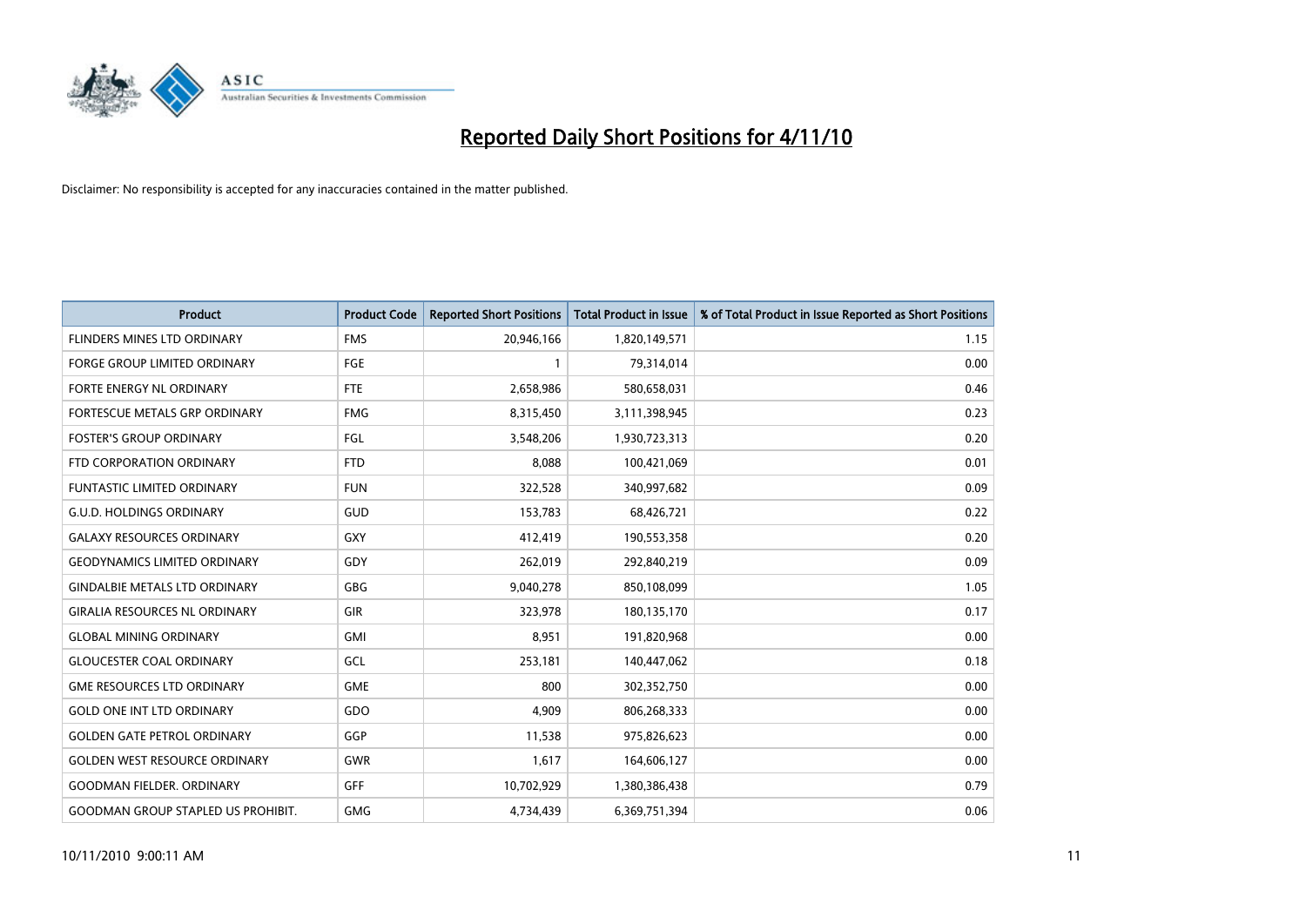# Reported Daily Short Positions for 4/11/10

Disclaimer: No responsibility is accepted for any inaccuracies contained in the matter published.

| Product | Product Code | Reported Short Positions | Total Product in Issue | % of Total Product in Issue Reported as Short Positions |
|---|---|---|---|---|
| FLINDERS MINES LTD ORDINARY | FMS | 20,946,166 | 1,820,149,571 | 1.15 |
| FORGE GROUP LIMITED ORDINARY | FGE | 1 | 79,314,014 | 0.00 |
| FORTE ENERGY NL ORDINARY | FTE | 2,658,986 | 580,658,031 | 0.46 |
| FORTESCUE METALS GRP ORDINARY | FMG | 8,315,450 | 3,111,398,945 | 0.23 |
| FOSTER'S GROUP ORDINARY | FGL | 3,548,206 | 1,930,723,313 | 0.20 |
| FTD CORPORATION ORDINARY | FTD | 8,088 | 100,421,069 | 0.01 |
| FUNTASTIC LIMITED ORDINARY | FUN | 322,528 | 340,997,682 | 0.09 |
| G.U.D. HOLDINGS ORDINARY | GUD | 153,783 | 68,426,721 | 0.22 |
| GALAXY RESOURCES ORDINARY | GXY | 412,419 | 190,553,358 | 0.20 |
| GEODYNAMICS LIMITED ORDINARY | GDY | 262,019 | 292,840,219 | 0.09 |
| GINDALBIE METALS LTD ORDINARY | GBG | 9,040,278 | 850,108,099 | 1.05 |
| GIRALIA RESOURCES NL ORDINARY | GIR | 323,978 | 180,135,170 | 0.17 |
| GLOBAL MINING ORDINARY | GMI | 8,951 | 191,820,968 | 0.00 |
| GLOUCESTER COAL ORDINARY | GCL | 253,181 | 140,447,062 | 0.18 |
| GME RESOURCES LTD ORDINARY | GME | 800 | 302,352,750 | 0.00 |
| GOLD ONE INT LTD ORDINARY | GDO | 4,909 | 806,268,333 | 0.00 |
| GOLDEN GATE PETROL ORDINARY | GGP | 11,538 | 975,826,623 | 0.00 |
| GOLDEN WEST RESOURCE ORDINARY | GWR | 1,617 | 164,606,127 | 0.00 |
| GOODMAN FIELDER. ORDINARY | GFF | 10,702,929 | 1,380,386,438 | 0.79 |
| GOODMAN GROUP STAPLED US PROHIBIT. | GMG | 4,734,439 | 6,369,751,394 | 0.06 |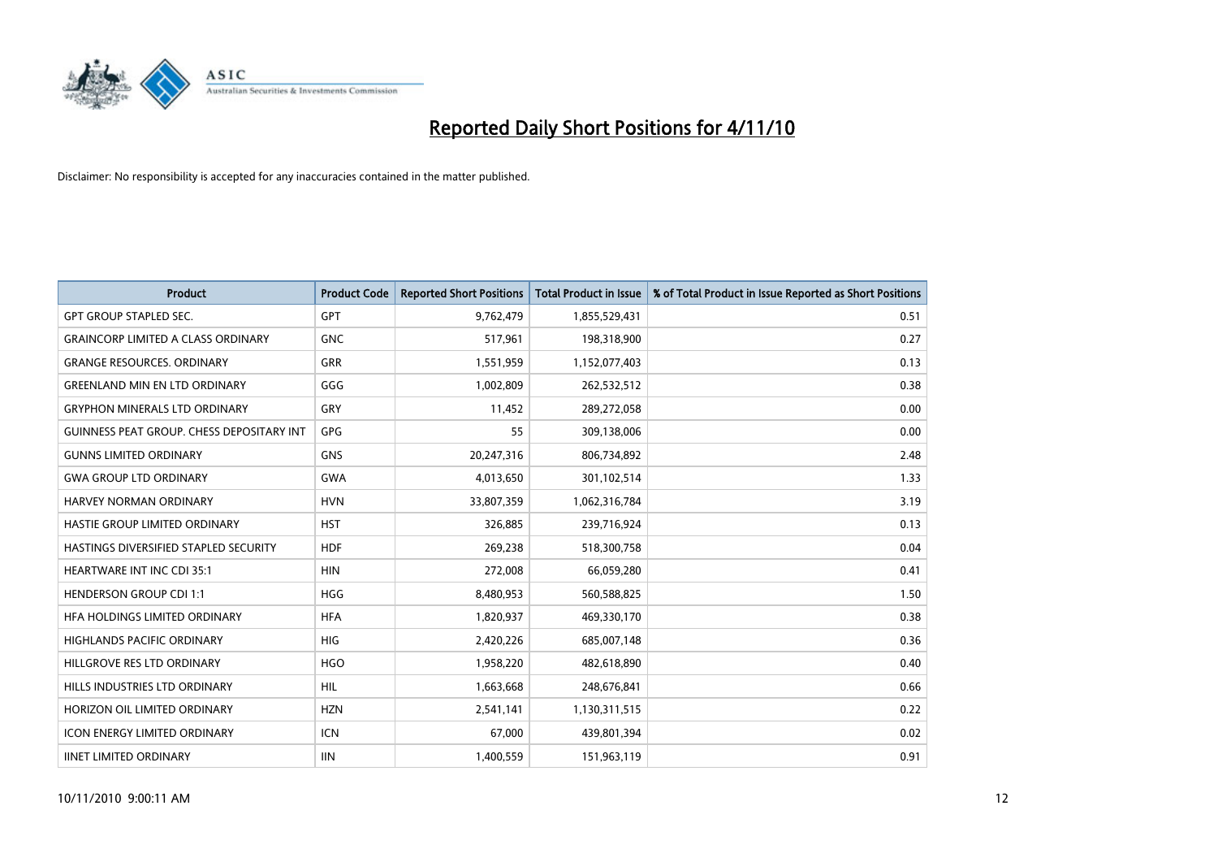# Reported Daily Short Positions for 4/11/10

Disclaimer: No responsibility is accepted for any inaccuracies contained in the matter published.

| Product | Product Code | Reported Short Positions | Total Product in Issue | % of Total Product in Issue Reported as Short Positions |
|---|---|---|---|---|
| GPT GROUP STAPLED SEC. | GPT | 9,762,479 | 1,855,529,431 | 0.51 |
| GRAINCORP LIMITED A CLASS ORDINARY | GNC | 517,961 | 198,318,900 | 0.27 |
| GRANGE RESOURCES. ORDINARY | GRR | 1,551,959 | 1,152,077,403 | 0.13 |
| GREENLAND MIN EN LTD ORDINARY | GGG | 1,002,809 | 262,532,512 | 0.38 |
| GRYPHON MINERALS LTD ORDINARY | GRY | 11,452 | 289,272,058 | 0.00 |
| GUINNESS PEAT GROUP. CHESS DEPOSITARY INT | GPG | 55 | 309,138,006 | 0.00 |
| GUNNS LIMITED ORDINARY | GNS | 20,247,316 | 806,734,892 | 2.48 |
| GWA GROUP LTD ORDINARY | GWA | 4,013,650 | 301,102,514 | 1.33 |
| HARVEY NORMAN ORDINARY | HVN | 33,807,359 | 1,062,316,784 | 3.19 |
| HASTIE GROUP LIMITED ORDINARY | HST | 326,885 | 239,716,924 | 0.13 |
| HASTINGS DIVERSIFIED STAPLED SECURITY | HDF | 269,238 | 518,300,758 | 0.04 |
| HEARTWARE INT INC CDI 35:1 | HIN | 272,008 | 66,059,280 | 0.41 |
| HENDERSON GROUP CDI 1:1 | HGG | 8,480,953 | 560,588,825 | 1.50 |
| HFA HOLDINGS LIMITED ORDINARY | HFA | 1,820,937 | 469,330,170 | 0.38 |
| HIGHLANDS PACIFIC ORDINARY | HIG | 2,420,226 | 685,007,148 | 0.36 |
| HILLGROVE RES LTD ORDINARY | HGO | 1,958,220 | 482,618,890 | 0.40 |
| HILLS INDUSTRIES LTD ORDINARY | HIL | 1,663,668 | 248,676,841 | 0.66 |
| HORIZON OIL LIMITED ORDINARY | HZN | 2,541,141 | 1,130,311,515 | 0.22 |
| ICON ENERGY LIMITED ORDINARY | ICN | 67,000 | 439,801,394 | 0.02 |
| IINET LIMITED ORDINARY | IIN | 1,400,559 | 151,963,119 | 0.91 |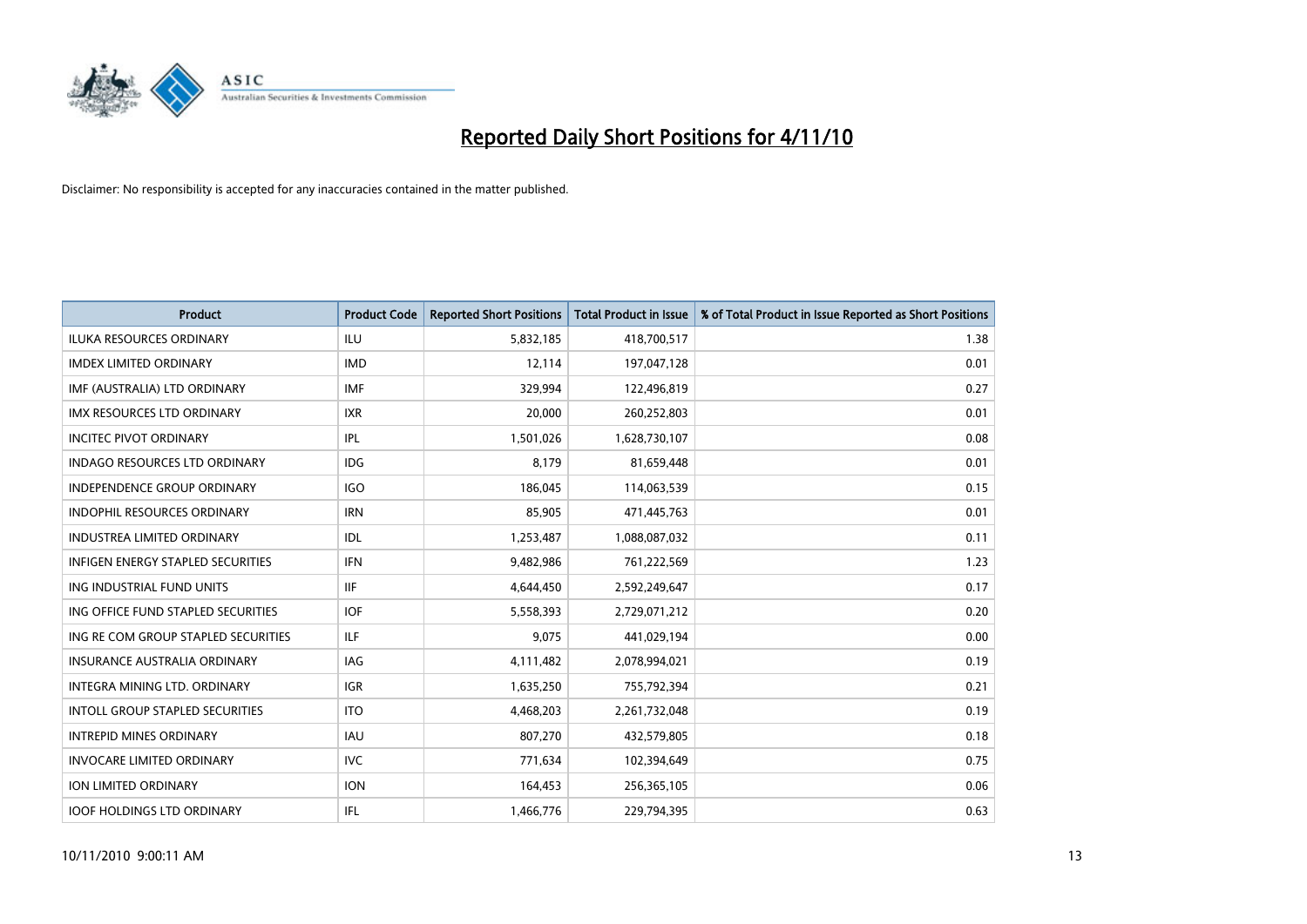# Reported Daily Short Positions for 4/11/10

Disclaimer: No responsibility is accepted for any inaccuracies contained in the matter published.

| Product | Product Code | Reported Short Positions | Total Product in Issue | % of Total Product in Issue Reported as Short Positions |
|---|---|---|---|---|
| ILUKA RESOURCES ORDINARY | ILU | 5,832,185 | 418,700,517 | 1.38 |
| IMDEX LIMITED ORDINARY | IMD | 12,114 | 197,047,128 | 0.01 |
| IMF (AUSTRALIA) LTD ORDINARY | IMF | 329,994 | 122,496,819 | 0.27 |
| IMX RESOURCES LTD ORDINARY | IXR | 20,000 | 260,252,803 | 0.01 |
| INCITEC PIVOT ORDINARY | IPL | 1,501,026 | 1,628,730,107 | 0.08 |
| INDAGO RESOURCES LTD ORDINARY | IDG | 8,179 | 81,659,448 | 0.01 |
| INDEPENDENCE GROUP ORDINARY | IGO | 186,045 | 114,063,539 | 0.15 |
| INDOPHIL RESOURCES ORDINARY | IRN | 85,905 | 471,445,763 | 0.01 |
| INDUSTREA LIMITED ORDINARY | IDL | 1,253,487 | 1,088,087,032 | 0.11 |
| INFIGEN ENERGY STAPLED SECURITIES | IFN | 9,482,986 | 761,222,569 | 1.23 |
| ING INDUSTRIAL FUND UNITS | IIF | 4,644,450 | 2,592,249,647 | 0.17 |
| ING OFFICE FUND STAPLED SECURITIES | IOF | 5,558,393 | 2,729,071,212 | 0.20 |
| ING RE COM GROUP STAPLED SECURITIES | ILF | 9,075 | 441,029,194 | 0.00 |
| INSURANCE AUSTRALIA ORDINARY | IAG | 4,111,482 | 2,078,994,021 | 0.19 |
| INTEGRA MINING LTD. ORDINARY | IGR | 1,635,250 | 755,792,394 | 0.21 |
| INTOLL GROUP STAPLED SECURITIES | ITO | 4,468,203 | 2,261,732,048 | 0.19 |
| INTREPID MINES ORDINARY | IAU | 807,270 | 432,579,805 | 0.18 |
| INVOCARE LIMITED ORDINARY | IVC | 771,634 | 102,394,649 | 0.75 |
| ION LIMITED ORDINARY | ION | 164,453 | 256,365,105 | 0.06 |
| IOOF HOLDINGS LTD ORDINARY | IFL | 1,466,776 | 229,794,395 | 0.63 |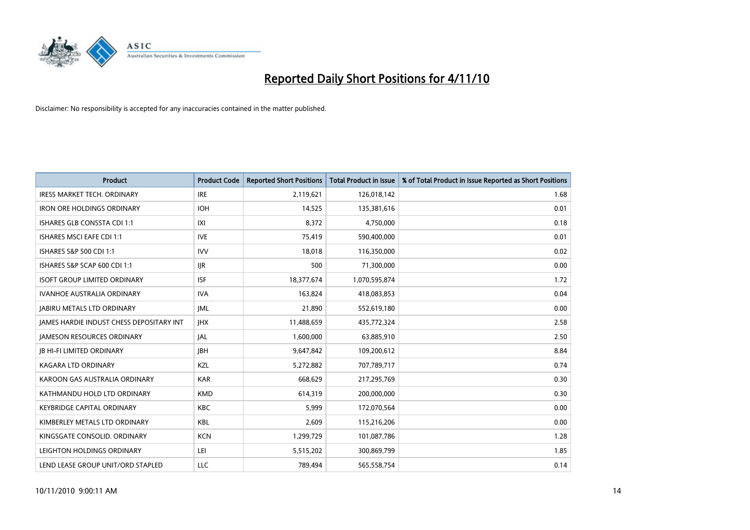# Reported Daily Short Positions for 4/11/10

Disclaimer: No responsibility is accepted for any inaccuracies contained in the matter published.

| Product | Product Code | Reported Short Positions | Total Product in Issue | % of Total Product in Issue Reported as Short Positions |
|---|---|---|---|---|
| IRESS MARKET TECH. ORDINARY | IRE | 2,119,621 | 126,018,142 | 1.68 |
| IRON ORE HOLDINGS ORDINARY | IOH | 14,525 | 135,381,616 | 0.01 |
| ISHARES GLB CONSSTA CDI 1:1 | IXI | 8,372 | 4,750,000 | 0.18 |
| ISHARES MSCI EAFE CDI 1:1 | IVE | 75,419 | 590,400,000 | 0.01 |
| ISHARES S&P 500 CDI 1:1 | IVV | 18,018 | 116,350,000 | 0.02 |
| ISHARES S&P SCAP 600 CDI 1:1 | IJR | 500 | 71,300,000 | 0.00 |
| ISOFT GROUP LIMITED ORDINARY | ISF | 18,377,674 | 1,070,595,874 | 1.72 |
| IVANHOE AUSTRALIA ORDINARY | IVA | 163,824 | 418,083,853 | 0.04 |
| JABIRU METALS LTD ORDINARY | JML | 21,890 | 552,619,180 | 0.00 |
| JAMES HARDIE INDUST CHESS DEPOSITARY INT | JHX | 11,488,659 | 435,772,324 | 2.58 |
| JAMESON RESOURCES ORDINARY | JAL | 1,600,000 | 63,885,910 | 2.50 |
| JB HI-FI LIMITED ORDINARY | JBH | 9,647,842 | 109,200,612 | 8.84 |
| KAGARA LTD ORDINARY | KZL | 5,272,882 | 707,789,717 | 0.74 |
| KAROON GAS AUSTRALIA ORDINARY | KAR | 668,629 | 217,295,769 | 0.30 |
| KATHMANDU HOLD LTD ORDINARY | KMD | 614,319 | 200,000,000 | 0.30 |
| KEYBRIDGE CAPITAL ORDINARY | KBC | 5,999 | 172,070,564 | 0.00 |
| KIMBERLEY METALS LTD ORDINARY | KBL | 2,609 | 115,216,206 | 0.00 |
| KINGSGATE CONSOLID. ORDINARY | KCN | 1,299,729 | 101,087,786 | 1.28 |
| LEIGHTON HOLDINGS ORDINARY | LEI | 5,515,202 | 300,869,799 | 1.85 |
| LEND LEASE GROUP UNIT/ORD STAPLED | LLC | 789,494 | 565,558,754 | 0.14 |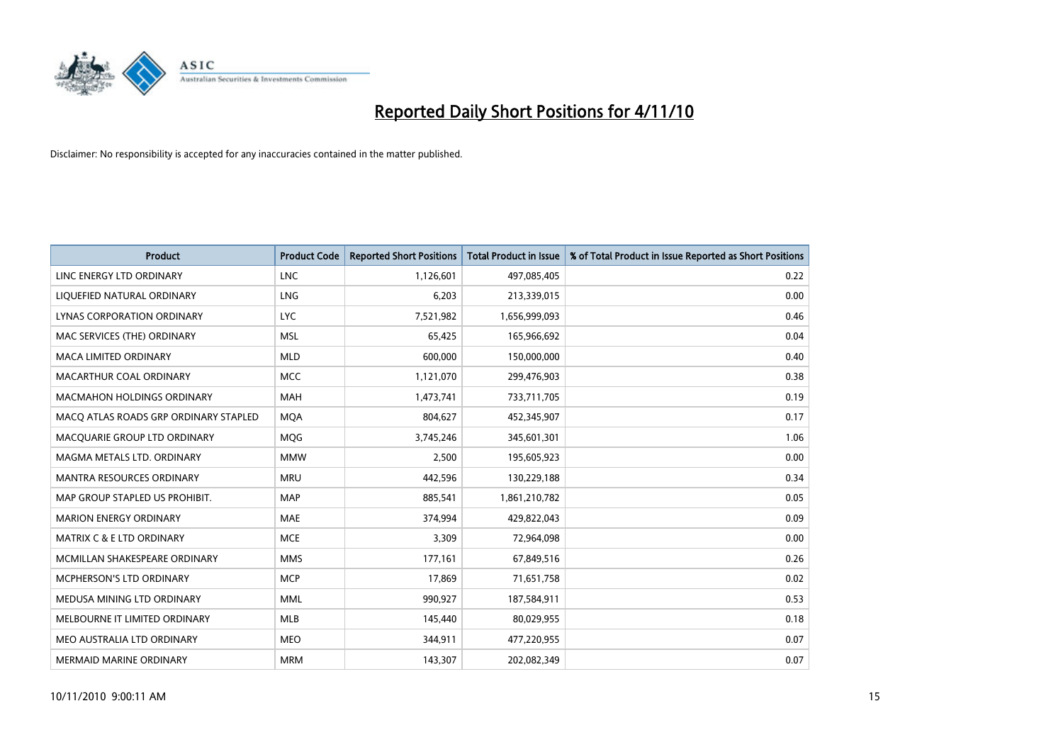# Reported Daily Short Positions for 4/11/10

Disclaimer: No responsibility is accepted for any inaccuracies contained in the matter published.

| Product | Product Code | Reported Short Positions | Total Product in Issue | % of Total Product in Issue Reported as Short Positions |
|---|---|---|---|---|
| LINC ENERGY LTD ORDINARY | LNC | 1,126,601 | 497,085,405 | 0.22 |
| LIQUEFIED NATURAL ORDINARY | LNG | 6,203 | 213,339,015 | 0.00 |
| LYNAS CORPORATION ORDINARY | LYC | 7,521,982 | 1,656,999,093 | 0.46 |
| MAC SERVICES (THE) ORDINARY | MSL | 65,425 | 165,966,692 | 0.04 |
| MACA LIMITED ORDINARY | MLD | 600,000 | 150,000,000 | 0.40 |
| MACARTHUR COAL ORDINARY | MCC | 1,121,070 | 299,476,903 | 0.38 |
| MACMAHON HOLDINGS ORDINARY | MAH | 1,473,741 | 733,711,705 | 0.19 |
| MACQ ATLAS ROADS GRP ORDINARY STAPLED | MQA | 804,627 | 452,345,907 | 0.17 |
| MACQUARIE GROUP LTD ORDINARY | MQG | 3,745,246 | 345,601,301 | 1.06 |
| MAGMA METALS LTD. ORDINARY | MMW | 2,500 | 195,605,923 | 0.00 |
| MANTRA RESOURCES ORDINARY | MRU | 442,596 | 130,229,188 | 0.34 |
| MAP GROUP STAPLED US PROHIBIT. | MAP | 885,541 | 1,861,210,782 | 0.05 |
| MARION ENERGY ORDINARY | MAE | 374,994 | 429,822,043 | 0.09 |
| MATRIX C & E LTD ORDINARY | MCE | 3,309 | 72,964,098 | 0.00 |
| MCMILLAN SHAKESPEARE ORDINARY | MMS | 177,161 | 67,849,516 | 0.26 |
| MCPHERSON'S LTD ORDINARY | MCP | 17,869 | 71,651,758 | 0.02 |
| MEDUSA MINING LTD ORDINARY | MML | 990,927 | 187,584,911 | 0.53 |
| MELBOURNE IT LIMITED ORDINARY | MLB | 145,440 | 80,029,955 | 0.18 |
| MEO AUSTRALIA LTD ORDINARY | MEO | 344,911 | 477,220,955 | 0.07 |
| MERMAID MARINE ORDINARY | MRM | 143,307 | 202,082,349 | 0.07 |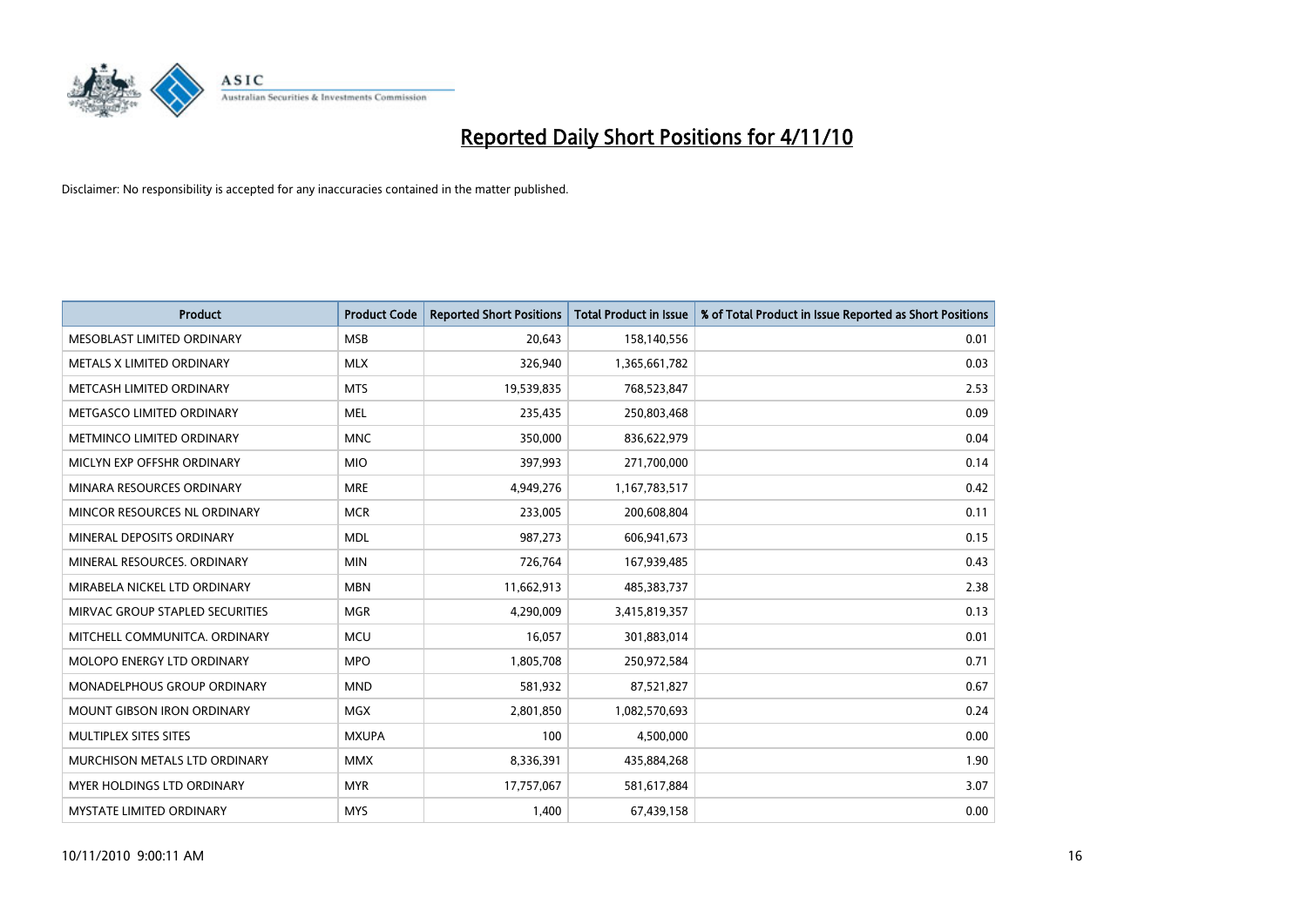# Reported Daily Short Positions for 4/11/10

Disclaimer: No responsibility is accepted for any inaccuracies contained in the matter published.

| Product | Product Code | Reported Short Positions | Total Product in Issue | % of Total Product in Issue Reported as Short Positions |
|---|---|---|---|---|
| MESOBLAST LIMITED ORDINARY | MSB | 20,643 | 158,140,556 | 0.01 |
| METALS X LIMITED ORDINARY | MLX | 326,940 | 1,365,661,782 | 0.03 |
| METCASH LIMITED ORDINARY | MTS | 19,539,835 | 768,523,847 | 2.53 |
| METGASCO LIMITED ORDINARY | MEL | 235,435 | 250,803,468 | 0.09 |
| METMINCO LIMITED ORDINARY | MNC | 350,000 | 836,622,979 | 0.04 |
| MICLYN EXP OFFSHR ORDINARY | MIO | 397,993 | 271,700,000 | 0.14 |
| MINARA RESOURCES ORDINARY | MRE | 4,949,276 | 1,167,783,517 | 0.42 |
| MINCOR RESOURCES NL ORDINARY | MCR | 233,005 | 200,608,804 | 0.11 |
| MINERAL DEPOSITS ORDINARY | MDL | 987,273 | 606,941,673 | 0.15 |
| MINERAL RESOURCES. ORDINARY | MIN | 726,764 | 167,939,485 | 0.43 |
| MIRABELA NICKEL LTD ORDINARY | MBN | 11,662,913 | 485,383,737 | 2.38 |
| MIRVAC GROUP STAPLED SECURITIES | MGR | 4,290,009 | 3,415,819,357 | 0.13 |
| MITCHELL COMMUNITCA. ORDINARY | MCU | 16,057 | 301,883,014 | 0.01 |
| MOLOPO ENERGY LTD ORDINARY | MPO | 1,805,708 | 250,972,584 | 0.71 |
| MONADELPHOUS GROUP ORDINARY | MND | 581,932 | 87,521,827 | 0.67 |
| MOUNT GIBSON IRON ORDINARY | MGX | 2,801,850 | 1,082,570,693 | 0.24 |
| MULTIPLEX SITES SITES | MXUPA | 100 | 4,500,000 | 0.00 |
| MURCHISON METALS LTD ORDINARY | MMX | 8,336,391 | 435,884,268 | 1.90 |
| MYER HOLDINGS LTD ORDINARY | MYR | 17,757,067 | 581,617,884 | 3.07 |
| MYSTATE LIMITED ORDINARY | MYS | 1,400 | 67,439,158 | 0.00 |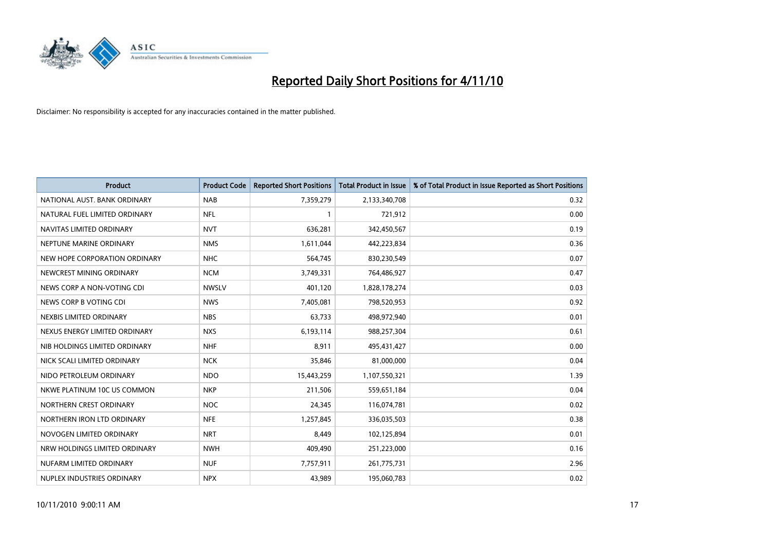# Reported Daily Short Positions for 4/11/10

Disclaimer: No responsibility is accepted for any inaccuracies contained in the matter published.

| Product | Product Code | Reported Short Positions | Total Product in Issue | % of Total Product in Issue Reported as Short Positions |
|---|---|---|---|---|
| NATIONAL AUST. BANK ORDINARY | NAB | 7,359,279 | 2,133,340,708 | 0.32 |
| NATURAL FUEL LIMITED ORDINARY | NFL | 1 | 721,912 | 0.00 |
| NAVITAS LIMITED ORDINARY | NVT | 636,281 | 342,450,567 | 0.19 |
| NEPTUNE MARINE ORDINARY | NMS | 1,611,044 | 442,223,834 | 0.36 |
| NEW HOPE CORPORATION ORDINARY | NHC | 564,745 | 830,230,549 | 0.07 |
| NEWCREST MINING ORDINARY | NCM | 3,749,331 | 764,486,927 | 0.47 |
| NEWS CORP A NON-VOTING CDI | NWSLV | 401,120 | 1,828,178,274 | 0.03 |
| NEWS CORP B VOTING CDI | NWS | 7,405,081 | 798,520,953 | 0.92 |
| NEXBIS LIMITED ORDINARY | NBS | 63,733 | 498,972,940 | 0.01 |
| NEXUS ENERGY LIMITED ORDINARY | NXS | 6,193,114 | 988,257,304 | 0.61 |
| NIB HOLDINGS LIMITED ORDINARY | NHF | 8,911 | 495,431,427 | 0.00 |
| NICK SCALI LIMITED ORDINARY | NCK | 35,846 | 81,000,000 | 0.04 |
| NIDO PETROLEUM ORDINARY | NDO | 15,443,259 | 1,107,550,321 | 1.39 |
| NKWE PLATINUM 10C US COMMON | NKP | 211,506 | 559,651,184 | 0.04 |
| NORTHERN CREST ORDINARY | NOC | 24,345 | 116,074,781 | 0.02 |
| NORTHERN IRON LTD ORDINARY | NFE | 1,257,845 | 336,035,503 | 0.38 |
| NOVOGEN LIMITED ORDINARY | NRT | 8,449 | 102,125,894 | 0.01 |
| NRW HOLDINGS LIMITED ORDINARY | NWH | 409,490 | 251,223,000 | 0.16 |
| NUFARM LIMITED ORDINARY | NUF | 7,757,911 | 261,775,731 | 2.96 |
| NUPLEX INDUSTRIES ORDINARY | NPX | 43,989 | 195,060,783 | 0.02 |

10/11/2010 9:00:11 AM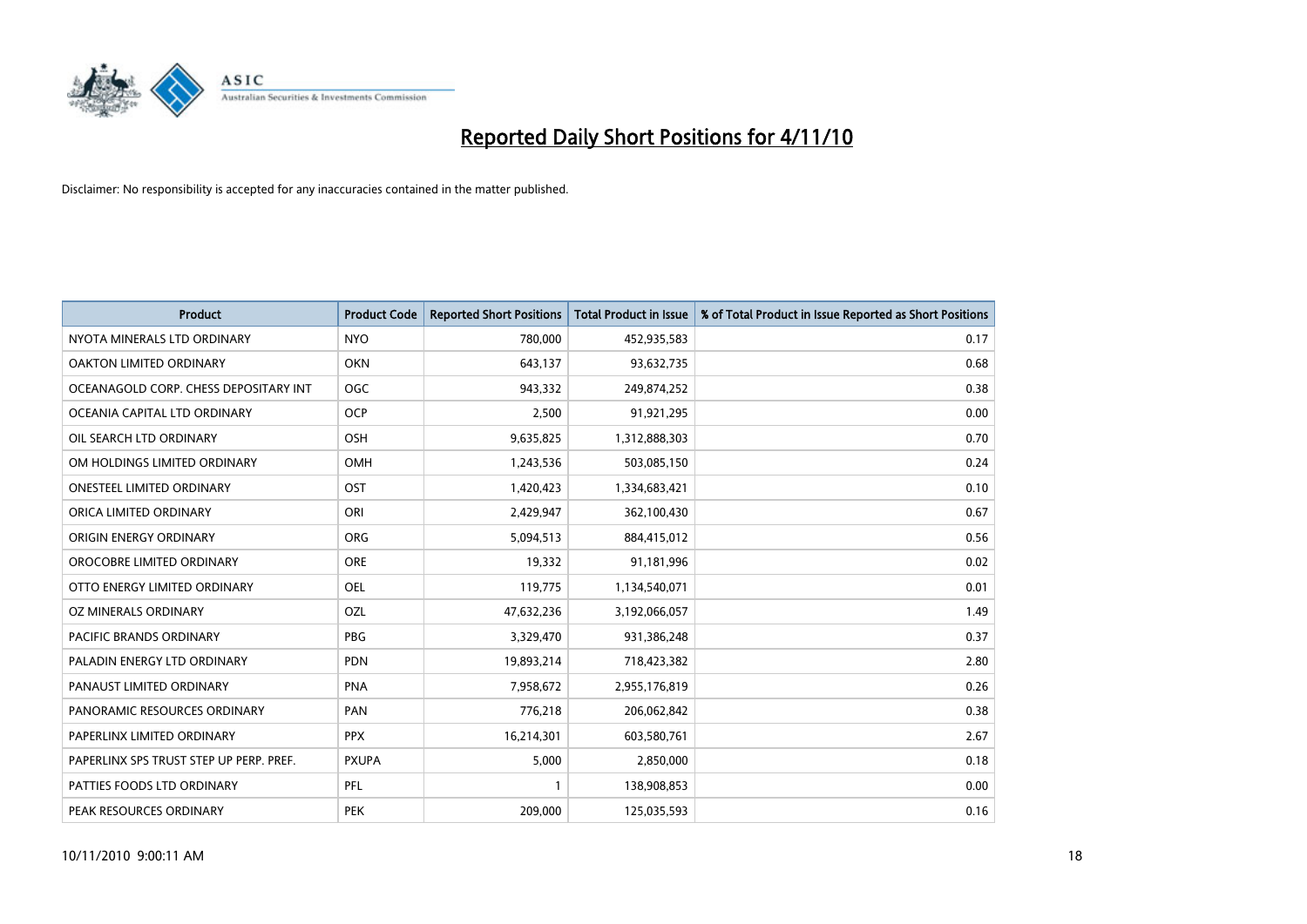# Reported Daily Short Positions for 4/11/10

Disclaimer: No responsibility is accepted for any inaccuracies contained in the matter published.

| Product | Product Code | Reported Short Positions | Total Product in Issue | % of Total Product in Issue Reported as Short Positions |
|---|---|---|---|---|
| NYOTA MINERALS LTD ORDINARY | NYO | 780,000 | 452,935,583 | 0.17 |
| OAKTON LIMITED ORDINARY | OKN | 643,137 | 93,632,735 | 0.68 |
| OCEANAGOLD CORP. CHESS DEPOSITARY INT | OGC | 943,332 | 249,874,252 | 0.38 |
| OCEANIA CAPITAL LTD ORDINARY | OCP | 2,500 | 91,921,295 | 0.00 |
| OIL SEARCH LTD ORDINARY | OSH | 9,635,825 | 1,312,888,303 | 0.70 |
| OM HOLDINGS LIMITED ORDINARY | OMH | 1,243,536 | 503,085,150 | 0.24 |
| ONESTEEL LIMITED ORDINARY | OST | 1,420,423 | 1,334,683,421 | 0.10 |
| ORICA LIMITED ORDINARY | ORI | 2,429,947 | 362,100,430 | 0.67 |
| ORIGIN ENERGY ORDINARY | ORG | 5,094,513 | 884,415,012 | 0.56 |
| OROCOBRE LIMITED ORDINARY | ORE | 19,332 | 91,181,996 | 0.02 |
| OTTO ENERGY LIMITED ORDINARY | OEL | 119,775 | 1,134,540,071 | 0.01 |
| OZ MINERALS ORDINARY | OZL | 47,632,236 | 3,192,066,057 | 1.49 |
| PACIFIC BRANDS ORDINARY | PBG | 3,329,470 | 931,386,248 | 0.37 |
| PALADIN ENERGY LTD ORDINARY | PDN | 19,893,214 | 718,423,382 | 2.80 |
| PANAUST LIMITED ORDINARY | PNA | 7,958,672 | 2,955,176,819 | 0.26 |
| PANORAMIC RESOURCES ORDINARY | PAN | 776,218 | 206,062,842 | 0.38 |
| PAPERLINX LIMITED ORDINARY | PPX | 16,214,301 | 603,580,761 | 2.67 |
| PAPERLINX SPS TRUST STEP UP PERP. PREF. | PXUPA | 5,000 | 2,850,000 | 0.18 |
| PATTIES FOODS LTD ORDINARY | PFL | 1 | 138,908,853 | 0.00 |
| PEAK RESOURCES ORDINARY | PEK | 209,000 | 125,035,593 | 0.16 |

10/11/2010 9:00:11 AM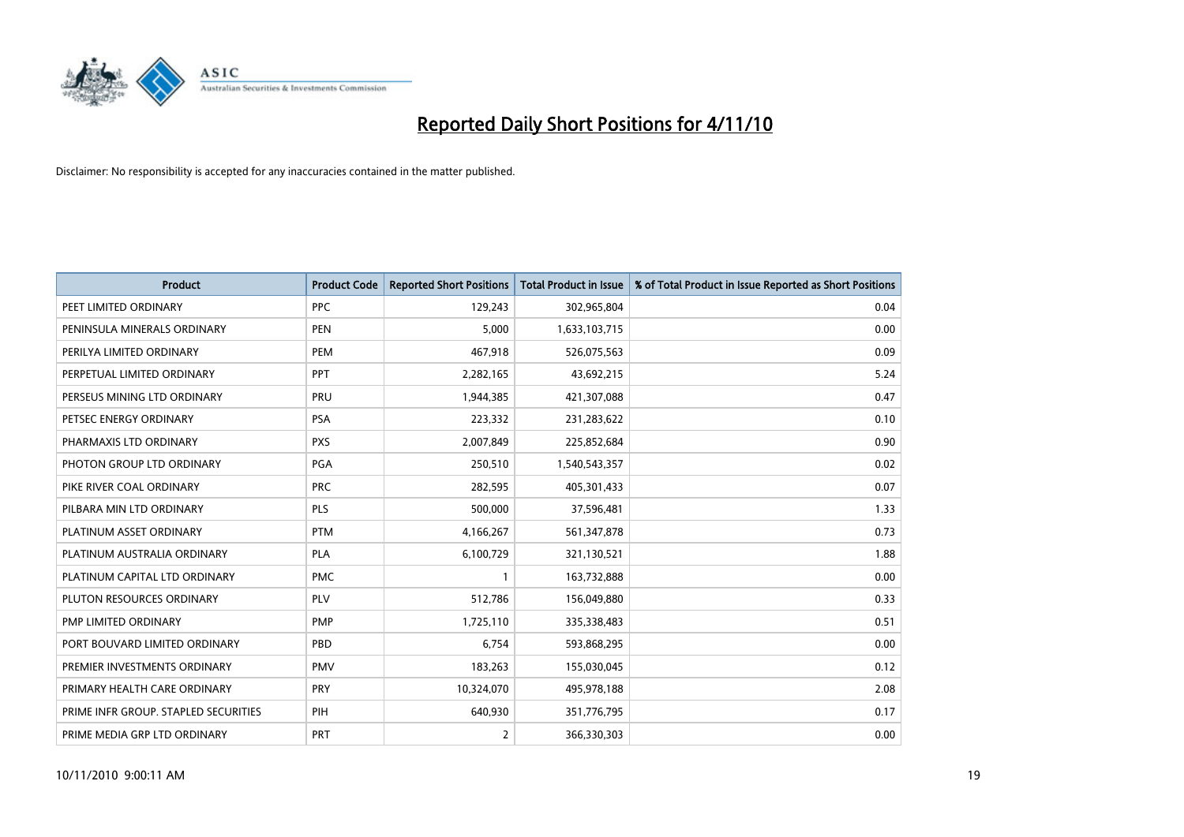# Reported Daily Short Positions for 4/11/10

Disclaimer: No responsibility is accepted for any inaccuracies contained in the matter published.

| Product | Product Code | Reported Short Positions | Total Product in Issue | % of Total Product in Issue Reported as Short Positions |
|---|---|---|---|---|
| PEET LIMITED ORDINARY | PPC | 129,243 | 302,965,804 | 0.04 |
| PENINSULA MINERALS ORDINARY | PEN | 5,000 | 1,633,103,715 | 0.00 |
| PERILYA LIMITED ORDINARY | PEM | 467,918 | 526,075,563 | 0.09 |
| PERPETUAL LIMITED ORDINARY | PPT | 2,282,165 | 43,692,215 | 5.24 |
| PERSEUS MINING LTD ORDINARY | PRU | 1,944,385 | 421,307,088 | 0.47 |
| PETSEC ENERGY ORDINARY | PSA | 223,332 | 231,283,622 | 0.10 |
| PHARMAXIS LTD ORDINARY | PXS | 2,007,849 | 225,852,684 | 0.90 |
| PHOTON GROUP LTD ORDINARY | PGA | 250,510 | 1,540,543,357 | 0.02 |
| PIKE RIVER COAL ORDINARY | PRC | 282,595 | 405,301,433 | 0.07 |
| PILBARA MIN LTD ORDINARY | PLS | 500,000 | 37,596,481 | 1.33 |
| PLATINUM ASSET ORDINARY | PTM | 4,166,267 | 561,347,878 | 0.73 |
| PLATINUM AUSTRALIA ORDINARY | PLA | 6,100,729 | 321,130,521 | 1.88 |
| PLATINUM CAPITAL LTD ORDINARY | PMC | 1 | 163,732,888 | 0.00 |
| PLUTON RESOURCES ORDINARY | PLV | 512,786 | 156,049,880 | 0.33 |
| PMP LIMITED ORDINARY | PMP | 1,725,110 | 335,338,483 | 0.51 |
| PORT BOUVARD LIMITED ORDINARY | PBD | 6,754 | 593,868,295 | 0.00 |
| PREMIER INVESTMENTS ORDINARY | PMV | 183,263 | 155,030,045 | 0.12 |
| PRIMARY HEALTH CARE ORDINARY | PRY | 10,324,070 | 495,978,188 | 2.08 |
| PRIME INFR GROUP. STAPLED SECURITIES | PIH | 640,930 | 351,776,795 | 0.17 |
| PRIME MEDIA GRP LTD ORDINARY | PRT | 2 | 366,330,303 | 0.00 |

10/11/2010 9:00:11 AM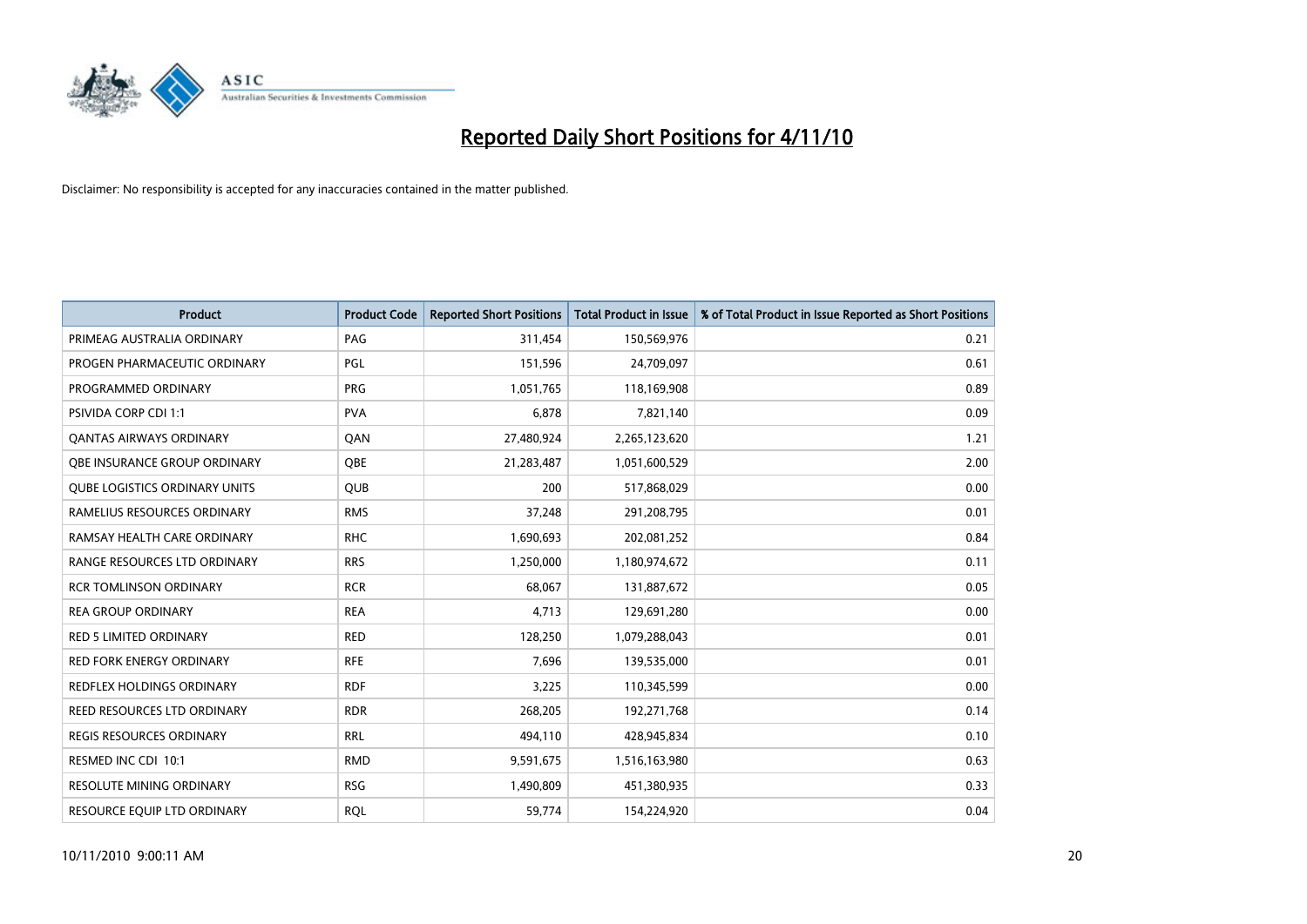# Reported Daily Short Positions for 4/11/10

Disclaimer: No responsibility is accepted for any inaccuracies contained in the matter published.

| Product | Product Code | Reported Short Positions | Total Product in Issue | % of Total Product in Issue Reported as Short Positions |
|---|---|---|---|---|
| PRIMEAG AUSTRALIA ORDINARY | PAG | 311,454 | 150,569,976 | 0.21 |
| PROGEN PHARMACEUTIC ORDINARY | PGL | 151,596 | 24,709,097 | 0.61 |
| PROGRAMMED ORDINARY | PRG | 1,051,765 | 118,169,908 | 0.89 |
| PSIVIDA CORP CDI 1:1 | PVA | 6,878 | 7,821,140 | 0.09 |
| QANTAS AIRWAYS ORDINARY | QAN | 27,480,924 | 2,265,123,620 | 1.21 |
| QBE INSURANCE GROUP ORDINARY | QBE | 21,283,487 | 1,051,600,529 | 2.00 |
| QUBE LOGISTICS ORDINARY UNITS | QUB | 200 | 517,868,029 | 0.00 |
| RAMELIUS RESOURCES ORDINARY | RMS | 37,248 | 291,208,795 | 0.01 |
| RAMSAY HEALTH CARE ORDINARY | RHC | 1,690,693 | 202,081,252 | 0.84 |
| RANGE RESOURCES LTD ORDINARY | RRS | 1,250,000 | 1,180,974,672 | 0.11 |
| RCR TOMLINSON ORDINARY | RCR | 68,067 | 131,887,672 | 0.05 |
| REA GROUP ORDINARY | REA | 4,713 | 129,691,280 | 0.00 |
| RED 5 LIMITED ORDINARY | RED | 128,250 | 1,079,288,043 | 0.01 |
| RED FORK ENERGY ORDINARY | RFE | 7,696 | 139,535,000 | 0.01 |
| REDFLEX HOLDINGS ORDINARY | RDF | 3,225 | 110,345,599 | 0.00 |
| REED RESOURCES LTD ORDINARY | RDR | 268,205 | 192,271,768 | 0.14 |
| REGIS RESOURCES ORDINARY | RRL | 494,110 | 428,945,834 | 0.10 |
| RESMED INC CDI 10:1 | RMD | 9,591,675 | 1,516,163,980 | 0.63 |
| RESOLUTE MINING ORDINARY | RSG | 1,490,809 | 451,380,935 | 0.33 |
| RESOURCE EQUIP LTD ORDINARY | RQL | 59,774 | 154,224,920 | 0.04 |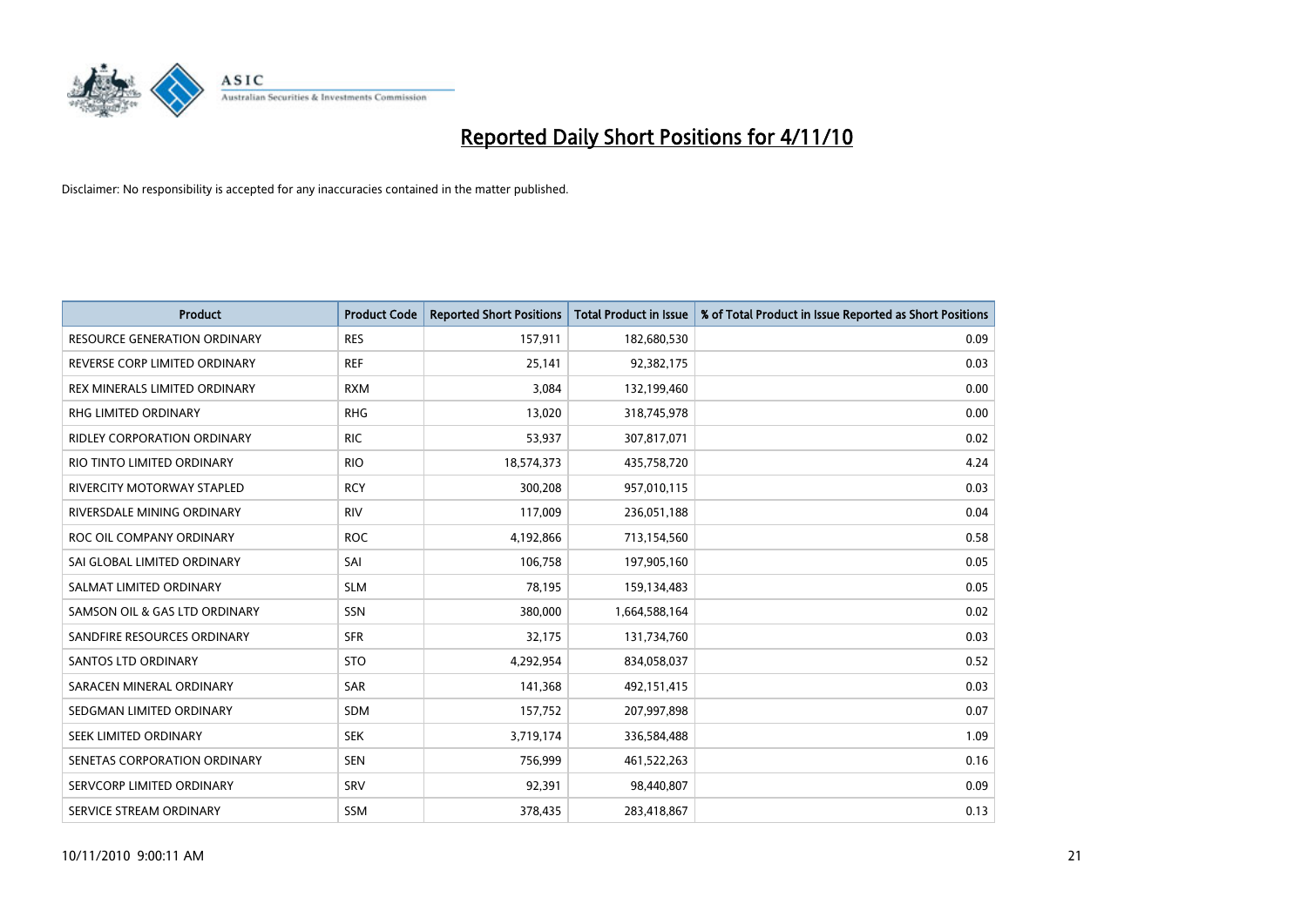# Reported Daily Short Positions for 4/11/10

Disclaimer: No responsibility is accepted for any inaccuracies contained in the matter published.

| Product | Product Code | Reported Short Positions | Total Product in Issue | % of Total Product in Issue Reported as Short Positions |
|---|---|---|---|---|
| RESOURCE GENERATION ORDINARY | RES | 157,911 | 182,680,530 | 0.09 |
| REVERSE CORP LIMITED ORDINARY | REF | 25,141 | 92,382,175 | 0.03 |
| REX MINERALS LIMITED ORDINARY | RXM | 3,084 | 132,199,460 | 0.00 |
| RHG LIMITED ORDINARY | RHG | 13,020 | 318,745,978 | 0.00 |
| RIDLEY CORPORATION ORDINARY | RIC | 53,937 | 307,817,071 | 0.02 |
| RIO TINTO LIMITED ORDINARY | RIO | 18,574,373 | 435,758,720 | 4.24 |
| RIVERCITY MOTORWAY STAPLED | RCY | 300,208 | 957,010,115 | 0.03 |
| RIVERSDALE MINING ORDINARY | RIV | 117,009 | 236,051,188 | 0.04 |
| ROC OIL COMPANY ORDINARY | ROC | 4,192,866 | 713,154,560 | 0.58 |
| SAI GLOBAL LIMITED ORDINARY | SAI | 106,758 | 197,905,160 | 0.05 |
| SALMAT LIMITED ORDINARY | SLM | 78,195 | 159,134,483 | 0.05 |
| SAMSON OIL & GAS LTD ORDINARY | SSN | 380,000 | 1,664,588,164 | 0.02 |
| SANDFIRE RESOURCES ORDINARY | SFR | 32,175 | 131,734,760 | 0.03 |
| SANTOS LTD ORDINARY | STO | 4,292,954 | 834,058,037 | 0.52 |
| SARACEN MINERAL ORDINARY | SAR | 141,368 | 492,151,415 | 0.03 |
| SEDGMAN LIMITED ORDINARY | SDM | 157,752 | 207,997,898 | 0.07 |
| SEEK LIMITED ORDINARY | SEK | 3,719,174 | 336,584,488 | 1.09 |
| SENETAS CORPORATION ORDINARY | SEN | 756,999 | 461,522,263 | 0.16 |
| SERVCORP LIMITED ORDINARY | SRV | 92,391 | 98,440,807 | 0.09 |
| SERVICE STREAM ORDINARY | SSM | 378,435 | 283,418,867 | 0.13 |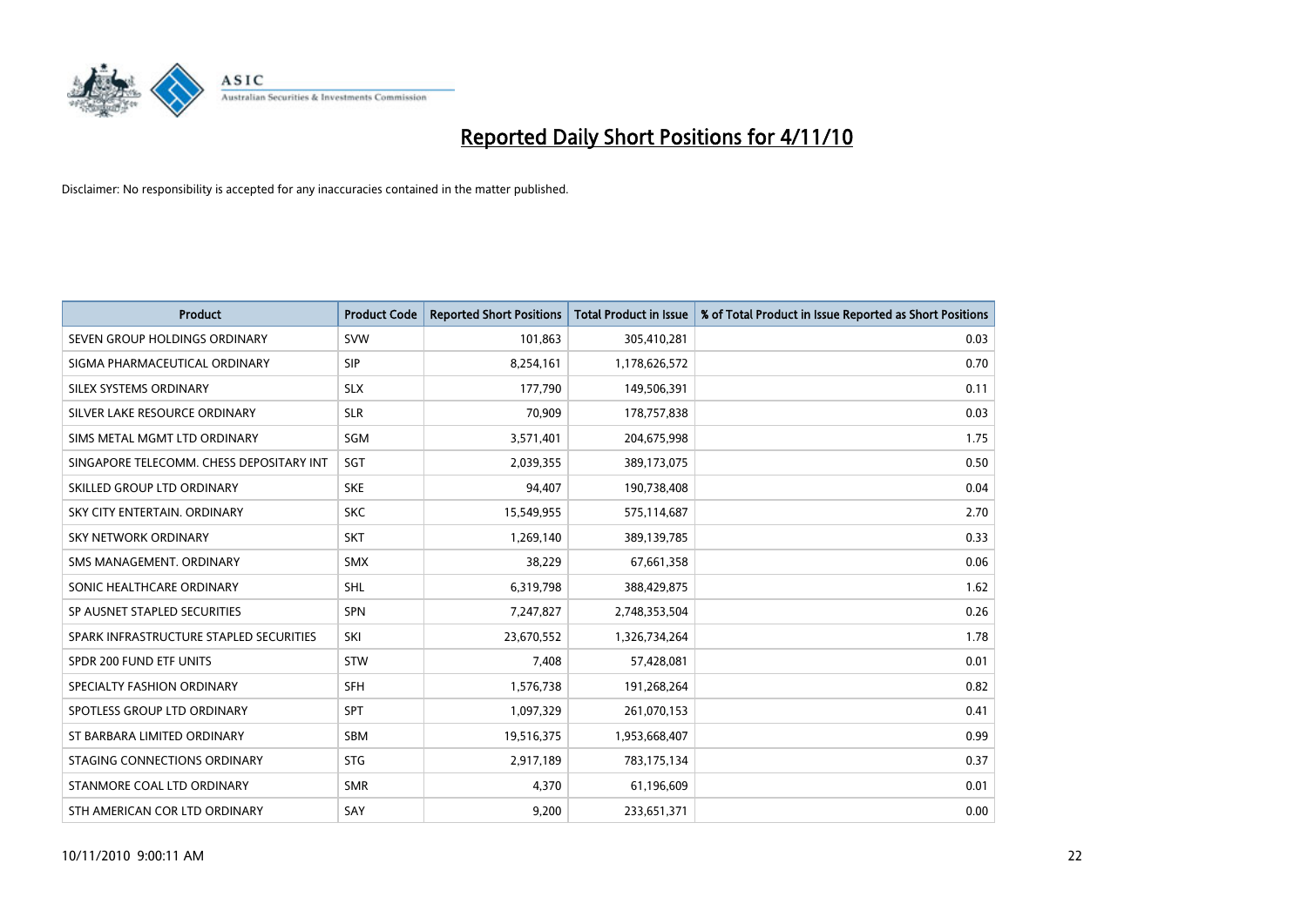# Reported Daily Short Positions for 4/11/10

Disclaimer: No responsibility is accepted for any inaccuracies contained in the matter published.

| Product | Product Code | Reported Short Positions | Total Product in Issue | % of Total Product in Issue Reported as Short Positions |
|---|---|---|---|---|
| SEVEN GROUP HOLDINGS ORDINARY | SVW | 101,863 | 305,410,281 | 0.03 |
| SIGMA PHARMACEUTICAL ORDINARY | SIP | 8,254,161 | 1,178,626,572 | 0.70 |
| SILEX SYSTEMS ORDINARY | SLX | 177,790 | 149,506,391 | 0.11 |
| SILVER LAKE RESOURCE ORDINARY | SLR | 70,909 | 178,757,838 | 0.03 |
| SIMS METAL MGMT LTD ORDINARY | SGM | 3,571,401 | 204,675,998 | 1.75 |
| SINGAPORE TELECOMM. CHESS DEPOSITARY INT | SGT | 2,039,355 | 389,173,075 | 0.50 |
| SKILLED GROUP LTD ORDINARY | SKE | 94,407 | 190,738,408 | 0.04 |
| SKY CITY ENTERTAIN. ORDINARY | SKC | 15,549,955 | 575,114,687 | 2.70 |
| SKY NETWORK ORDINARY | SKT | 1,269,140 | 389,139,785 | 0.33 |
| SMS MANAGEMENT. ORDINARY | SMX | 38,229 | 67,661,358 | 0.06 |
| SONIC HEALTHCARE ORDINARY | SHL | 6,319,798 | 388,429,875 | 1.62 |
| SP AUSNET STAPLED SECURITIES | SPN | 7,247,827 | 2,748,353,504 | 0.26 |
| SPARK INFRASTRUCTURE STAPLED SECURITIES | SKI | 23,670,552 | 1,326,734,264 | 1.78 |
| SPDR 200 FUND ETF UNITS | STW | 7,408 | 57,428,081 | 0.01 |
| SPECIALTY FASHION ORDINARY | SFH | 1,576,738 | 191,268,264 | 0.82 |
| SPOTLESS GROUP LTD ORDINARY | SPT | 1,097,329 | 261,070,153 | 0.41 |
| ST BARBARA LIMITED ORDINARY | SBM | 19,516,375 | 1,953,668,407 | 0.99 |
| STAGING CONNECTIONS ORDINARY | STG | 2,917,189 | 783,175,134 | 0.37 |
| STANMORE COAL LTD ORDINARY | SMR | 4,370 | 61,196,609 | 0.01 |
| STH AMERICAN COR LTD ORDINARY | SAY | 9,200 | 233,651,371 | 0.00 |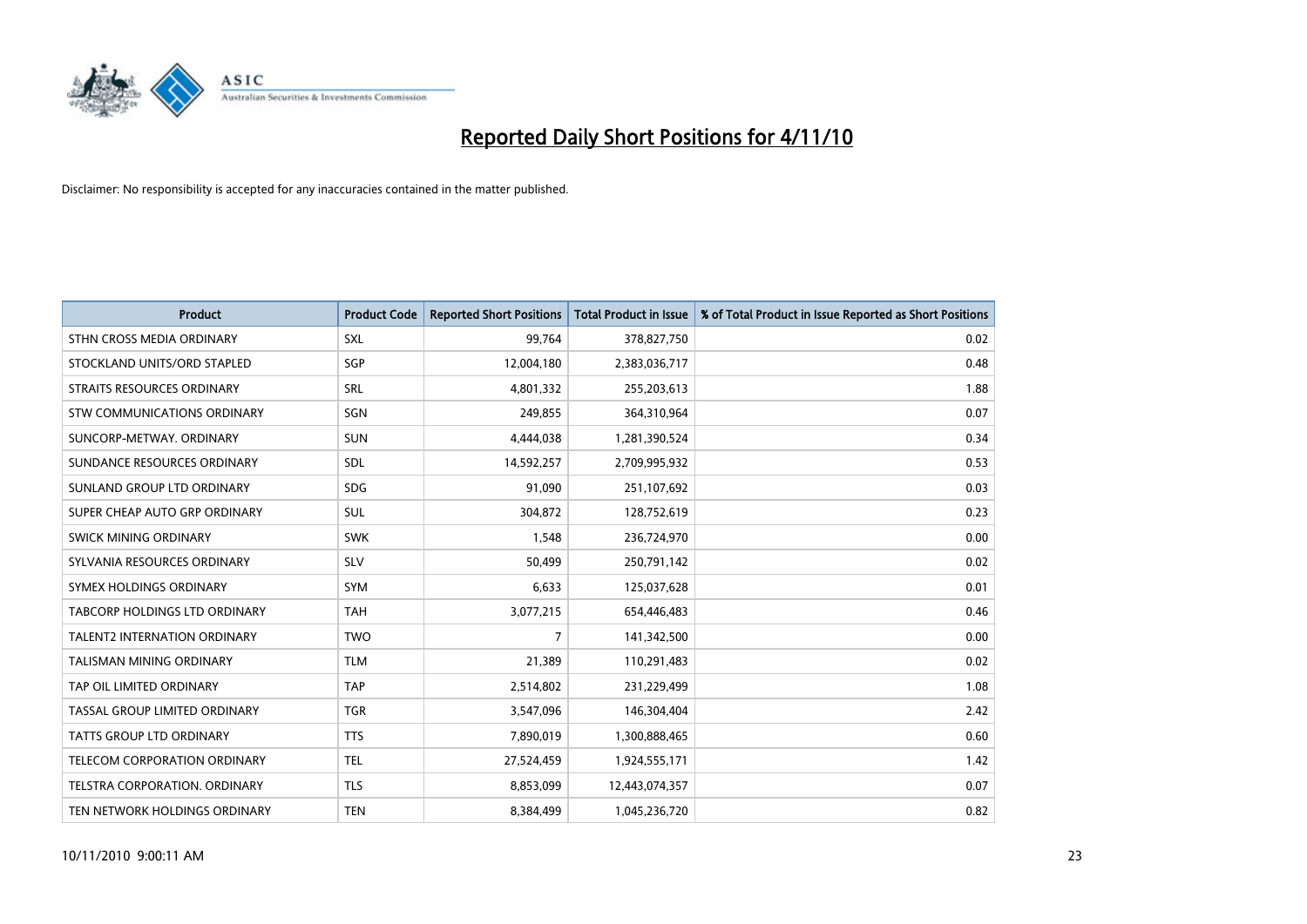# Reported Daily Short Positions for 4/11/10

Disclaimer: No responsibility is accepted for any inaccuracies contained in the matter published.

| Product | Product Code | Reported Short Positions | Total Product in Issue | % of Total Product in Issue Reported as Short Positions |
|---|---|---|---|---|
| STHN CROSS MEDIA ORDINARY | SXL | 99,764 | 378,827,750 | 0.02 |
| STOCKLAND UNITS/ORD STAPLED | SGP | 12,004,180 | 2,383,036,717 | 0.48 |
| STRAITS RESOURCES ORDINARY | SRL | 4,801,332 | 255,203,613 | 1.88 |
| STW COMMUNICATIONS ORDINARY | SGN | 249,855 | 364,310,964 | 0.07 |
| SUNCORP-METWAY. ORDINARY | SUN | 4,444,038 | 1,281,390,524 | 0.34 |
| SUNDANCE RESOURCES ORDINARY | SDL | 14,592,257 | 2,709,995,932 | 0.53 |
| SUNLAND GROUP LTD ORDINARY | SDG | 91,090 | 251,107,692 | 0.03 |
| SUPER CHEAP AUTO GRP ORDINARY | SUL | 304,872 | 128,752,619 | 0.23 |
| SWICK MINING ORDINARY | SWK | 1,548 | 236,724,970 | 0.00 |
| SYLVANIA RESOURCES ORDINARY | SLV | 50,499 | 250,791,142 | 0.02 |
| SYMEX HOLDINGS ORDINARY | SYM | 6,633 | 125,037,628 | 0.01 |
| TABCORP HOLDINGS LTD ORDINARY | TAH | 3,077,215 | 654,446,483 | 0.46 |
| TALENT2 INTERNATION ORDINARY | TWO | 7 | 141,342,500 | 0.00 |
| TALISMAN MINING ORDINARY | TLM | 21,389 | 110,291,483 | 0.02 |
| TAP OIL LIMITED ORDINARY | TAP | 2,514,802 | 231,229,499 | 1.08 |
| TASSAL GROUP LIMITED ORDINARY | TGR | 3,547,096 | 146,304,404 | 2.42 |
| TATTS GROUP LTD ORDINARY | TTS | 7,890,019 | 1,300,888,465 | 0.60 |
| TELECOM CORPORATION ORDINARY | TEL | 27,524,459 | 1,924,555,171 | 1.42 |
| TELSTRA CORPORATION. ORDINARY | TLS | 8,853,099 | 12,443,074,357 | 0.07 |
| TEN NETWORK HOLDINGS ORDINARY | TEN | 8,384,499 | 1,045,236,720 | 0.82 |

10/11/2010 9:00:11 AM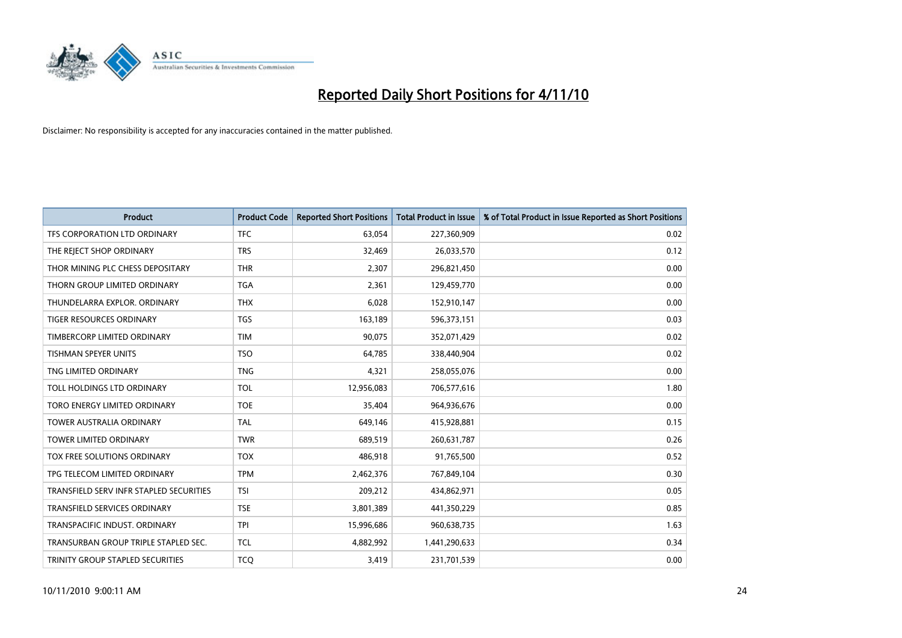# Reported Daily Short Positions for 4/11/10

Disclaimer: No responsibility is accepted for any inaccuracies contained in the matter published.

| Product | Product Code | Reported Short Positions | Total Product in Issue | % of Total Product in Issue Reported as Short Positions |
|---|---|---|---|---|
| TFS CORPORATION LTD ORDINARY | TFC | 63,054 | 227,360,909 | 0.02 |
| THE REJECT SHOP ORDINARY | TRS | 32,469 | 26,033,570 | 0.12 |
| THOR MINING PLC CHESS DEPOSITARY | THR | 2,307 | 296,821,450 | 0.00 |
| THORN GROUP LIMITED ORDINARY | TGA | 2,361 | 129,459,770 | 0.00 |
| THUNDELARRA EXPLOR. ORDINARY | THX | 6,028 | 152,910,147 | 0.00 |
| TIGER RESOURCES ORDINARY | TGS | 163,189 | 596,373,151 | 0.03 |
| TIMBERCORP LIMITED ORDINARY | TIM | 90,075 | 352,071,429 | 0.02 |
| TISHMAN SPEYER UNITS | TSO | 64,785 | 338,440,904 | 0.02 |
| TNG LIMITED ORDINARY | TNG | 4,321 | 258,055,076 | 0.00 |
| TOLL HOLDINGS LTD ORDINARY | TOL | 12,956,083 | 706,577,616 | 1.80 |
| TORO ENERGY LIMITED ORDINARY | TOE | 35,404 | 964,936,676 | 0.00 |
| TOWER AUSTRALIA ORDINARY | TAL | 649,146 | 415,928,881 | 0.15 |
| TOWER LIMITED ORDINARY | TWR | 689,519 | 260,631,787 | 0.26 |
| TOX FREE SOLUTIONS ORDINARY | TOX | 486,918 | 91,765,500 | 0.52 |
| TPG TELECOM LIMITED ORDINARY | TPM | 2,462,376 | 767,849,104 | 0.30 |
| TRANSFIELD SERV INFR STAPLED SECURITIES | TSI | 209,212 | 434,862,971 | 0.05 |
| TRANSFIELD SERVICES ORDINARY | TSE | 3,801,389 | 441,350,229 | 0.85 |
| TRANSPACIFIC INDUST. ORDINARY | TPI | 15,996,686 | 960,638,735 | 1.63 |
| TRANSURBAN GROUP TRIPLE STAPLED SEC. | TCL | 4,882,992 | 1,441,290,633 | 0.34 |
| TRINITY GROUP STAPLED SECURITIES | TCQ | 3,419 | 231,701,539 | 0.00 |

10/11/2010 9:00:11 AM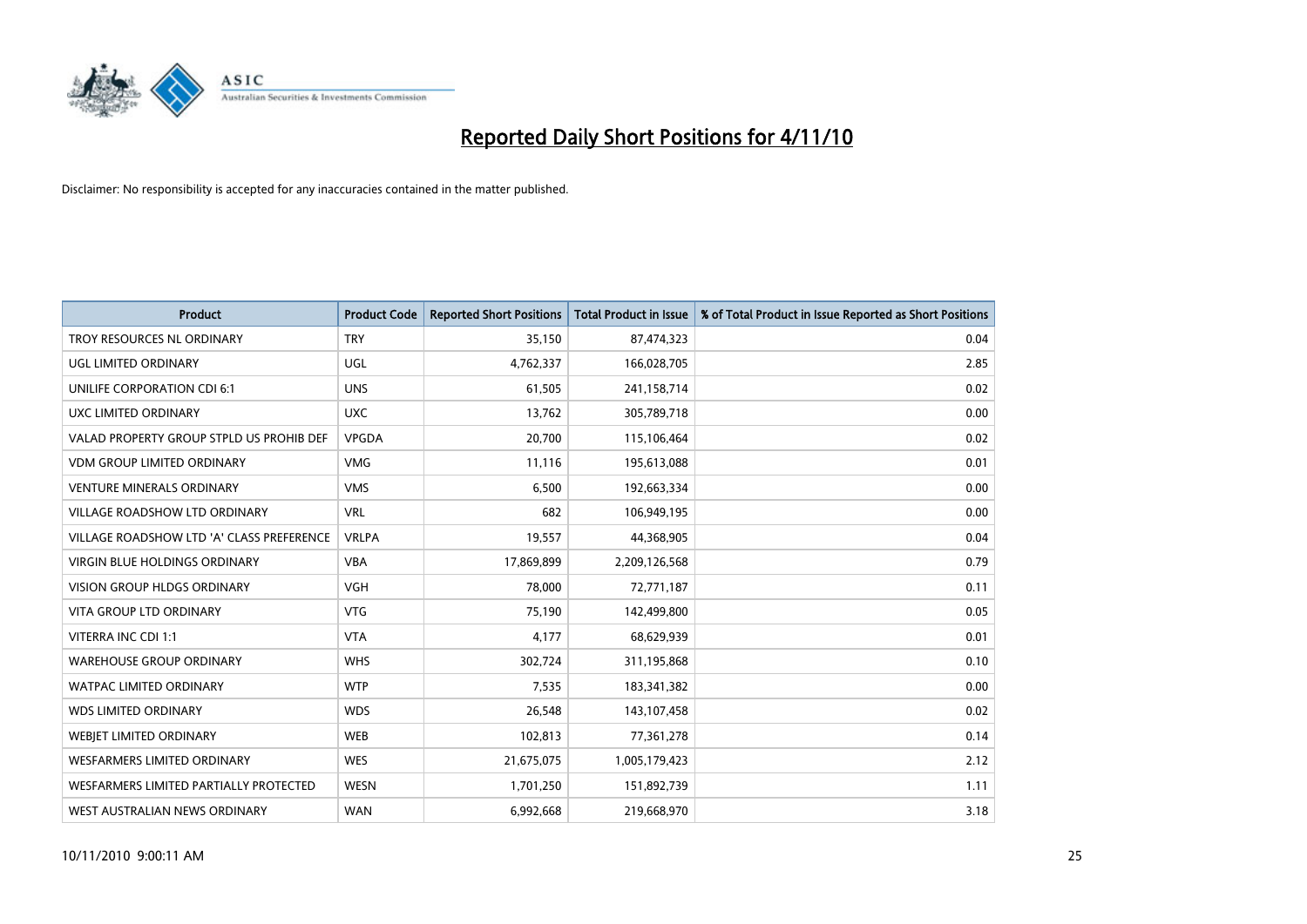# Reported Daily Short Positions for 4/11/10

Disclaimer: No responsibility is accepted for any inaccuracies contained in the matter published.

| Product | Product Code | Reported Short Positions | Total Product in Issue | % of Total Product in Issue Reported as Short Positions |
|---|---|---|---|---|
| TROY RESOURCES NL ORDINARY | TRY | 35,150 | 87,474,323 | 0.04 |
| UGL LIMITED ORDINARY | UGL | 4,762,337 | 166,028,705 | 2.85 |
| UNILIFE CORPORATION CDI 6:1 | UNS | 61,505 | 241,158,714 | 0.02 |
| UXC LIMITED ORDINARY | UXC | 13,762 | 305,789,718 | 0.00 |
| VALAD PROPERTY GROUP STPLD US PROHIB DEF | VPGDA | 20,700 | 115,106,464 | 0.02 |
| VDM GROUP LIMITED ORDINARY | VMG | 11,116 | 195,613,088 | 0.01 |
| VENTURE MINERALS ORDINARY | VMS | 6,500 | 192,663,334 | 0.00 |
| VILLAGE ROADSHOW LTD ORDINARY | VRL | 682 | 106,949,195 | 0.00 |
| VILLAGE ROADSHOW LTD 'A' CLASS PREFERENCE | VRLPA | 19,557 | 44,368,905 | 0.04 |
| VIRGIN BLUE HOLDINGS ORDINARY | VBA | 17,869,899 | 2,209,126,568 | 0.79 |
| VISION GROUP HLDGS ORDINARY | VGH | 78,000 | 72,771,187 | 0.11 |
| VITA GROUP LTD ORDINARY | VTG | 75,190 | 142,499,800 | 0.05 |
| VITERRA INC CDI 1:1 | VTA | 4,177 | 68,629,939 | 0.01 |
| WAREHOUSE GROUP ORDINARY | WHS | 302,724 | 311,195,868 | 0.10 |
| WATPAC LIMITED ORDINARY | WTP | 7,535 | 183,341,382 | 0.00 |
| WDS LIMITED ORDINARY | WDS | 26,548 | 143,107,458 | 0.02 |
| WEBJET LIMITED ORDINARY | WEB | 102,813 | 77,361,278 | 0.14 |
| WESFARMERS LIMITED ORDINARY | WES | 21,675,075 | 1,005,179,423 | 2.12 |
| WESFARMERS LIMITED PARTIALLY PROTECTED | WESN | 1,701,250 | 151,892,739 | 1.11 |
| WEST AUSTRALIAN NEWS ORDINARY | WAN | 6,992,668 | 219,668,970 | 3.18 |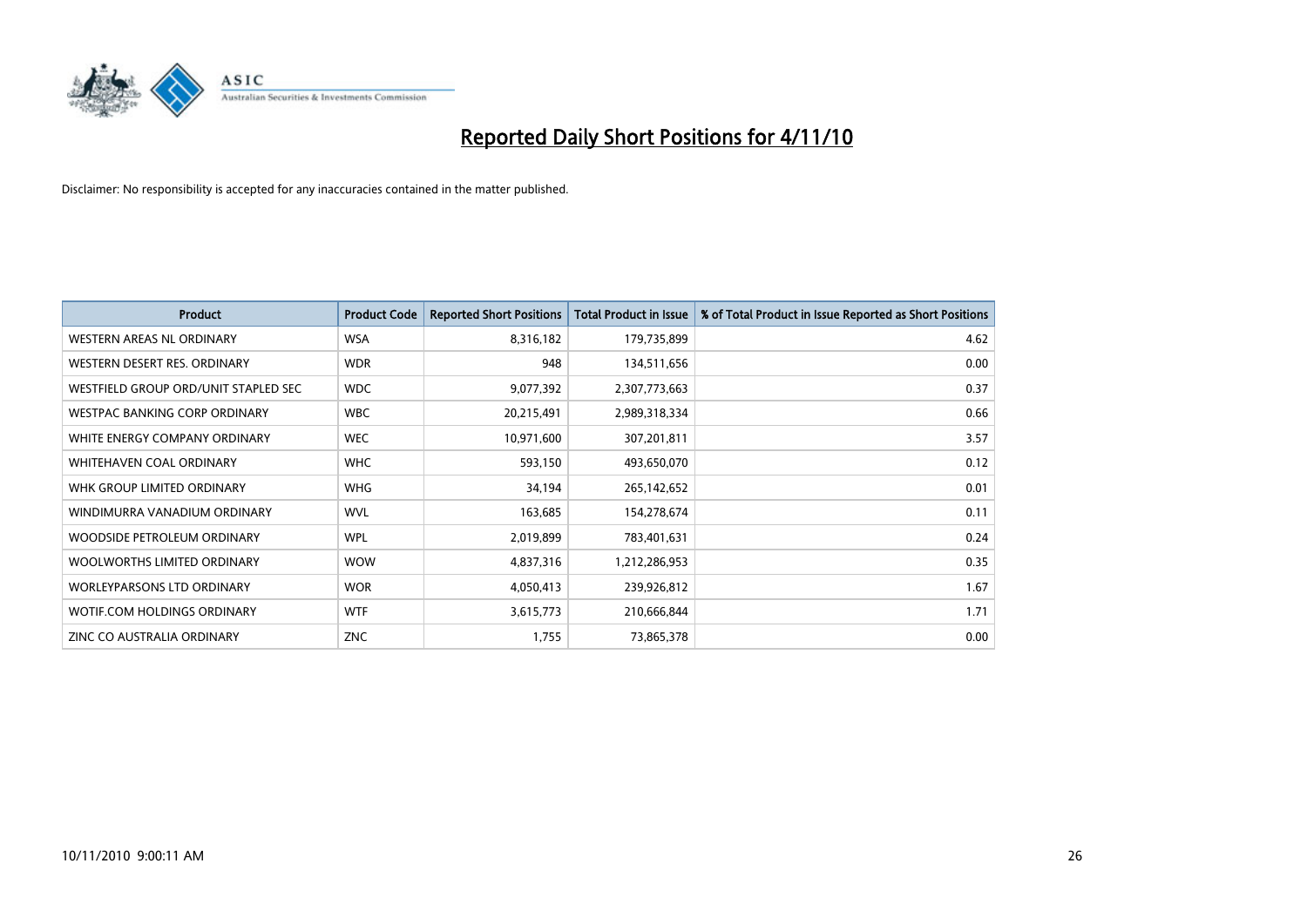# Reported Daily Short Positions for 4/11/10

Disclaimer: No responsibility is accepted for any inaccuracies contained in the matter published.

| Product | Product Code | Reported Short Positions | Total Product in Issue | % of Total Product in Issue Reported as Short Positions |
|---|---|---|---|---|
| WESTERN AREAS NL ORDINARY | WSA | 8,316,182 | 179,735,899 | 4.62 |
| WESTERN DESERT RES. ORDINARY | WDR | 948 | 134,511,656 | 0.00 |
| WESTFIELD GROUP ORD/UNIT STAPLED SEC | WDC | 9,077,392 | 2,307,773,663 | 0.37 |
| WESTPAC BANKING CORP ORDINARY | WBC | 20,215,491 | 2,989,318,334 | 0.66 |
| WHITE ENERGY COMPANY ORDINARY | WEC | 10,971,600 | 307,201,811 | 3.57 |
| WHITEHAVEN COAL ORDINARY | WHC | 593,150 | 493,650,070 | 0.12 |
| WHK GROUP LIMITED ORDINARY | WHG | 34,194 | 265,142,652 | 0.01 |
| WINDIMURRA VANADIUM ORDINARY | WVL | 163,685 | 154,278,674 | 0.11 |
| WOODSIDE PETROLEUM ORDINARY | WPL | 2,019,899 | 783,401,631 | 0.24 |
| WOOLWORTHS LIMITED ORDINARY | WOW | 4,837,316 | 1,212,286,953 | 0.35 |
| WORLEYPARSONS LTD ORDINARY | WOR | 4,050,413 | 239,926,812 | 1.67 |
| WOTIF.COM HOLDINGS ORDINARY | WTF | 3,615,773 | 210,666,844 | 1.71 |
| ZINC CO AUSTRALIA ORDINARY | ZNC | 1,755 | 73,865,378 | 0.00 |

10/11/2010 9:00:11 AM